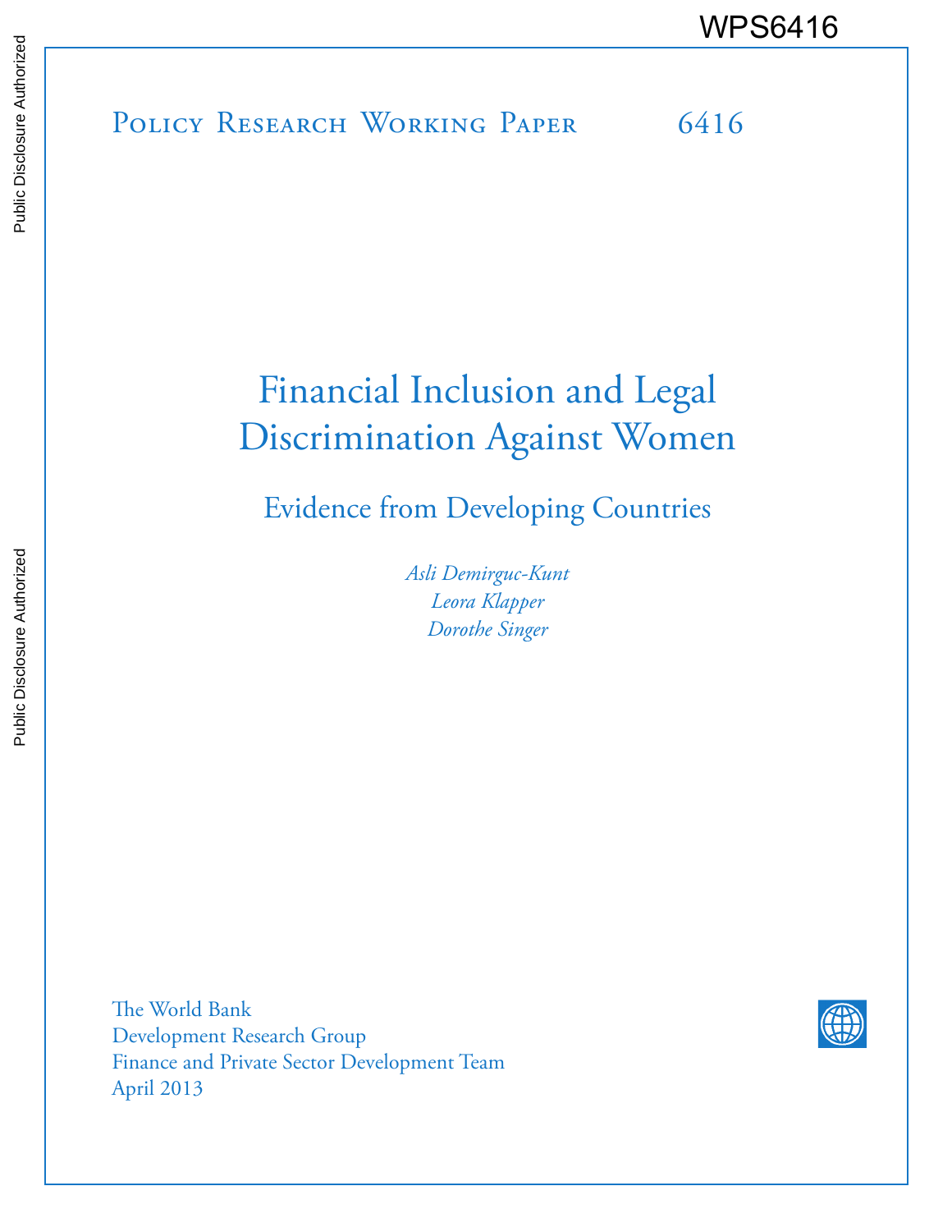WPS6416

Policy Research Working Paper 6416

# Financial Inclusion and Legal Discrimination Against Women

## Evidence from Developing Countries

*Asli Demirguc-Kunt*
*Leora Klapper*
*Dorothe Singer*

The World Bank
Development Research Group
Finance and Private Sector Development Team
April 2013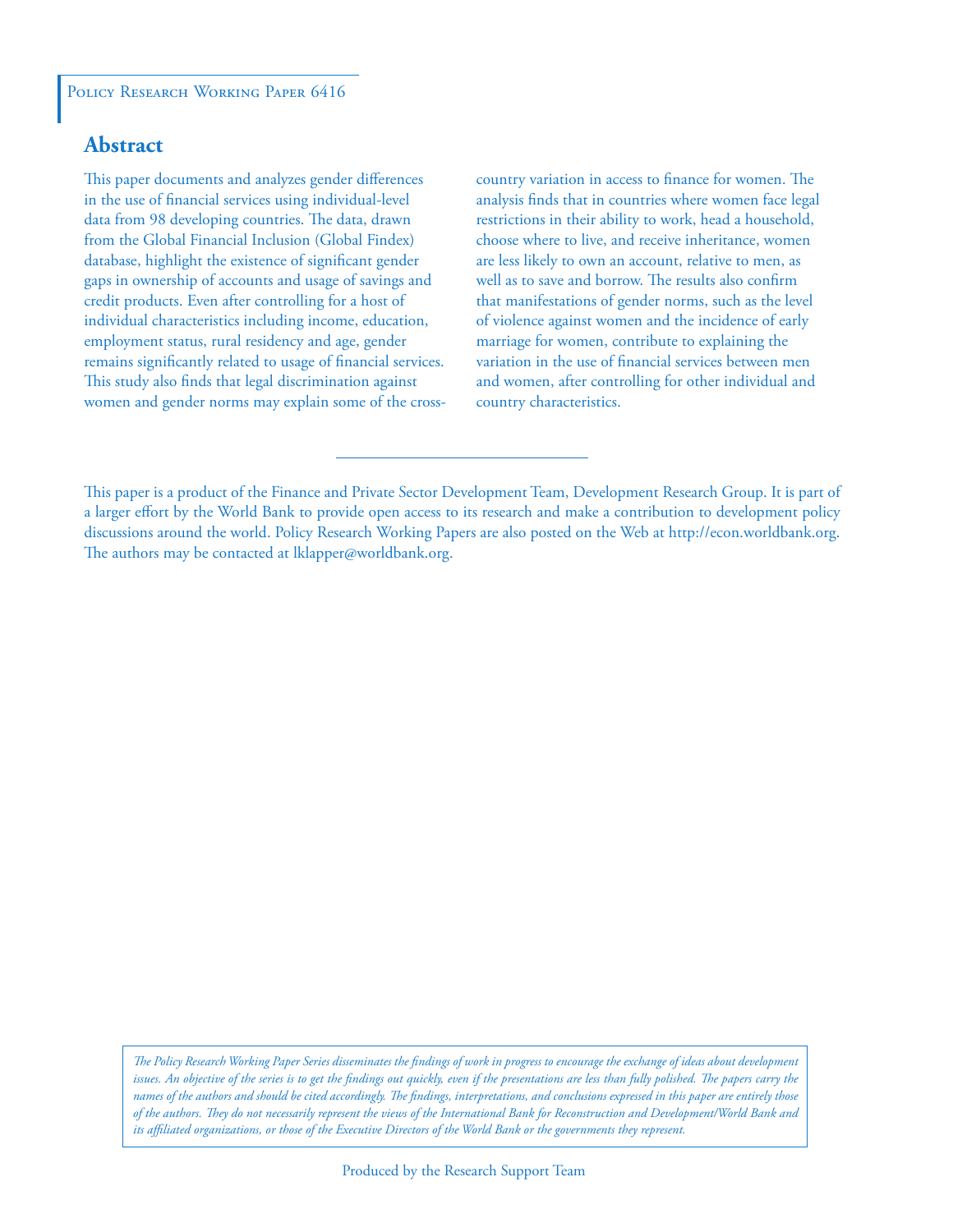Policy Research Working Paper 6416

## Abstract

This paper documents and analyzes gender differences in the use of financial services using individual-level data from 98 developing countries. The data, drawn from the Global Financial Inclusion (Global Findex) database, highlight the existence of significant gender gaps in ownership of accounts and usage of savings and credit products. Even after controlling for a host of individual characteristics including income, education, employment status, rural residency and age, gender remains significantly related to usage of financial services. This study also finds that legal discrimination against women and gender norms may explain some of the cross-country variation in access to finance for women. The analysis finds that in countries where women face legal restrictions in their ability to work, head a household, choose where to live, and receive inheritance, women are less likely to own an account, relative to men, as well as to save and borrow. The results also confirm that manifestations of gender norms, such as the level of violence against women and the incidence of early marriage for women, contribute to explaining the variation in the use of financial services between men and women, after controlling for other individual and country characteristics.

This paper is a product of the Finance and Private Sector Development Team, Development Research Group. It is part of a larger effort by the World Bank to provide open access to its research and make a contribution to development policy discussions around the world. Policy Research Working Papers are also posted on the Web at http://econ.worldbank.org. The authors may be contacted at lklapper@worldbank.org.

*The Policy Research Working Paper Series disseminates the findings of work in progress to encourage the exchange of ideas about development issues. An objective of the series is to get the findings out quickly, even if the presentations are less than fully polished. The papers carry the names of the authors and should be cited accordingly. The findings, interpretations, and conclusions expressed in this paper are entirely those of the authors. They do not necessarily represent the views of the International Bank for Reconstruction and Development/World Bank and its affiliated organizations, or those of the Executive Directors of the World Bank or the governments they represent.*

Produced by the Research Support Team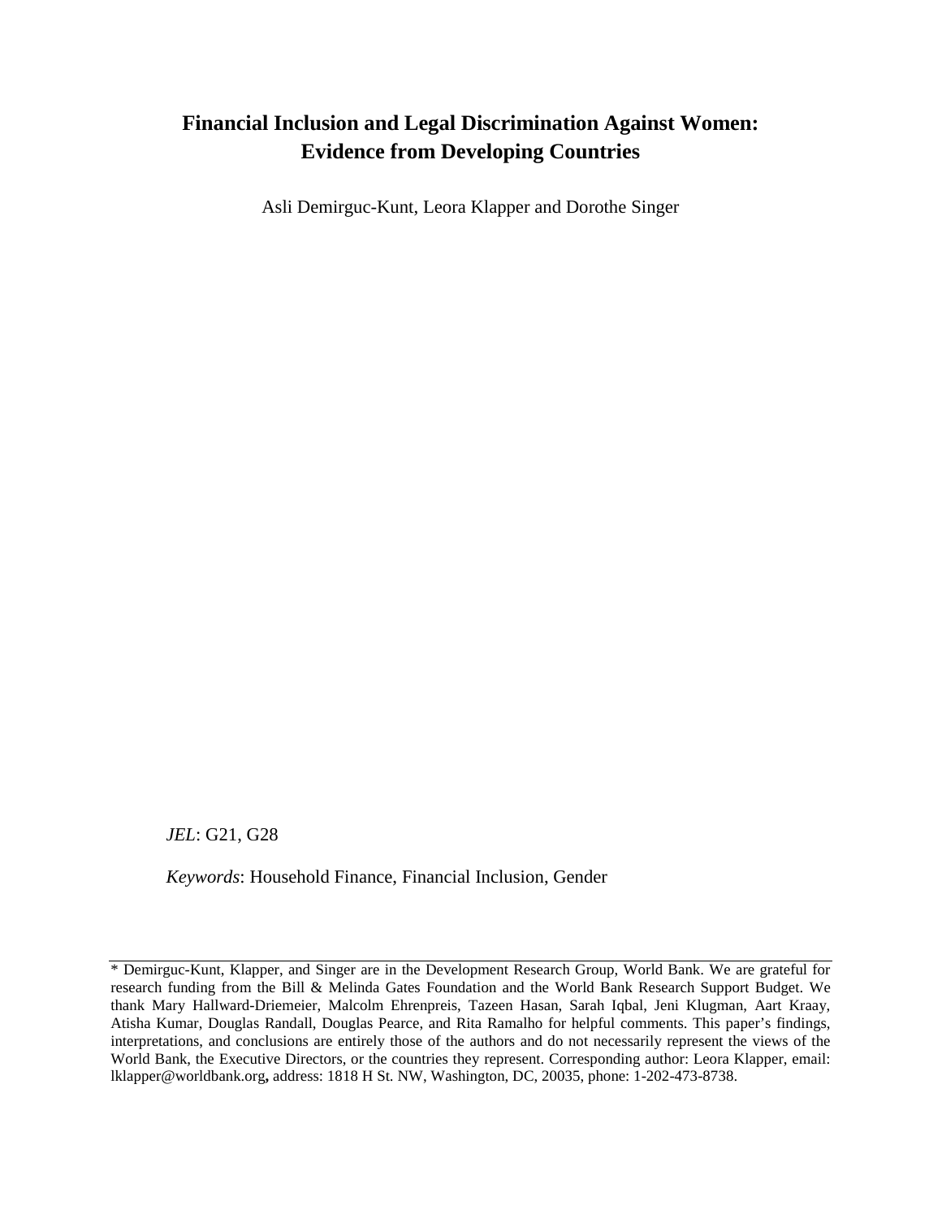# Financial Inclusion and Legal Discrimination Against Women: Evidence from Developing Countries

Asli Demirguc-Kunt, Leora Klapper and Dorothe Singer

*JEL*: G21, G28

*Keywords*: Household Finance, Financial Inclusion, Gender

---

* Demirguc-Kunt, Klapper, and Singer are in the Development Research Group, World Bank. We are grateful for research funding from the Bill & Melinda Gates Foundation and the World Bank Research Support Budget. We thank Mary Hallward-Driemeier, Malcolm Ehrenpreis, Tazeen Hasan, Sarah Iqbal, Jeni Klugman, Aart Kraay, Atisha Kumar, Douglas Randall, Douglas Pearce, and Rita Ramalho for helpful comments. This paper's findings, interpretations, and conclusions are entirely those of the authors and do not necessarily represent the views of the World Bank, the Executive Directors, or the countries they represent. Corresponding author: Leora Klapper, email: lklapper@worldbank.org**,** address: 1818 H St. NW, Washington, DC, 20035, phone: 1-202-473-8738.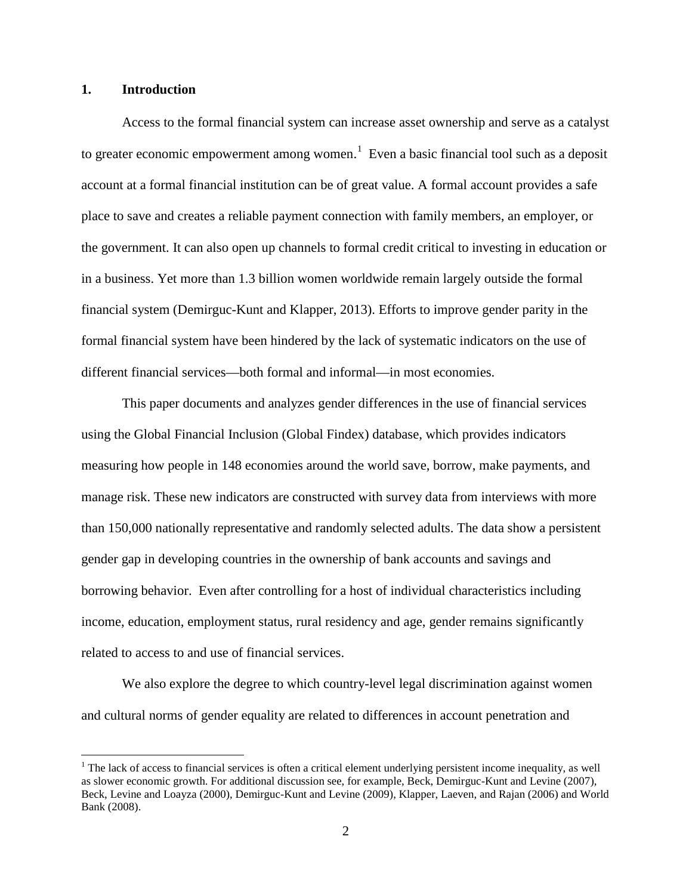# 1. Introduction

Access to the formal financial system can increase asset ownership and serve as a catalyst to greater economic empowerment among women.[1] Even a basic financial tool such as a deposit account at a formal financial institution can be of great value. A formal account provides a safe place to save and creates a reliable payment connection with family members, an employer, or the government. It can also open up channels to formal credit critical to investing in education or in a business. Yet more than 1.3 billion women worldwide remain largely outside the formal financial system (Demirguc-Kunt and Klapper, 2013). Efforts to improve gender parity in the formal financial system have been hindered by the lack of systematic indicators on the use of different financial services—both formal and informal—in most economies.

This paper documents and analyzes gender differences in the use of financial services using the Global Financial Inclusion (Global Findex) database, which provides indicators measuring how people in 148 economies around the world save, borrow, make payments, and manage risk. These new indicators are constructed with survey data from interviews with more than 150,000 nationally representative and randomly selected adults. The data show a persistent gender gap in developing countries in the ownership of bank accounts and savings and borrowing behavior. Even after controlling for a host of individual characteristics including income, education, employment status, rural residency and age, gender remains significantly related to access to and use of financial services.

We also explore the degree to which country-level legal discrimination against women and cultural norms of gender equality are related to differences in account penetration and

[1] The lack of access to financial services is often a critical element underlying persistent income inequality, as well as slower economic growth. For additional discussion see, for example, Beck, Demirguc-Kunt and Levine (2007), Beck, Levine and Loayza (2000), Demirguc-Kunt and Levine (2009), Klapper, Laeven, and Rajan (2006) and World Bank (2008).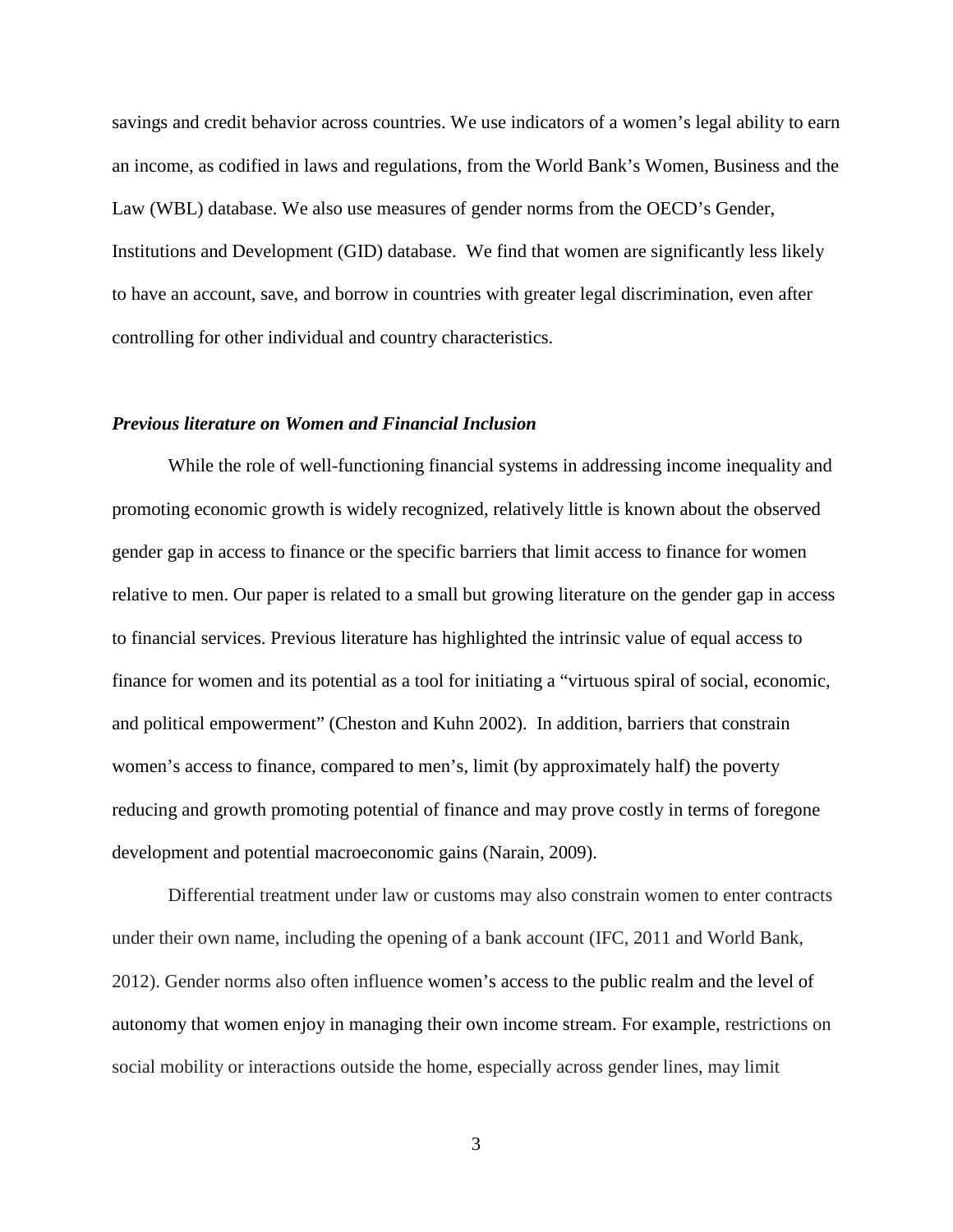savings and credit behavior across countries. We use indicators of a women's legal ability to earn an income, as codified in laws and regulations, from the World Bank's Women, Business and the Law (WBL) database. We also use measures of gender norms from the OECD's Gender, Institutions and Development (GID) database. We find that women are significantly less likely to have an account, save, and borrow in countries with greater legal discrimination, even after controlling for other individual and country characteristics.

***Previous literature on Women and Financial Inclusion***

While the role of well-functioning financial systems in addressing income inequality and promoting economic growth is widely recognized, relatively little is known about the observed gender gap in access to finance or the specific barriers that limit access to finance for women relative to men. Our paper is related to a small but growing literature on the gender gap in access to financial services. Previous literature has highlighted the intrinsic value of equal access to finance for women and its potential as a tool for initiating a "virtuous spiral of social, economic, and political empowerment" (Cheston and Kuhn 2002). In addition, barriers that constrain women's access to finance, compared to men's, limit (by approximately half) the poverty reducing and growth promoting potential of finance and may prove costly in terms of foregone development and potential macroeconomic gains (Narain, 2009).

Differential treatment under law or customs may also constrain women to enter contracts under their own name, including the opening of a bank account (IFC, 2011 and World Bank, 2012). Gender norms also often influence women's access to the public realm and the level of autonomy that women enjoy in managing their own income stream. For example, restrictions on social mobility or interactions outside the home, especially across gender lines, may limit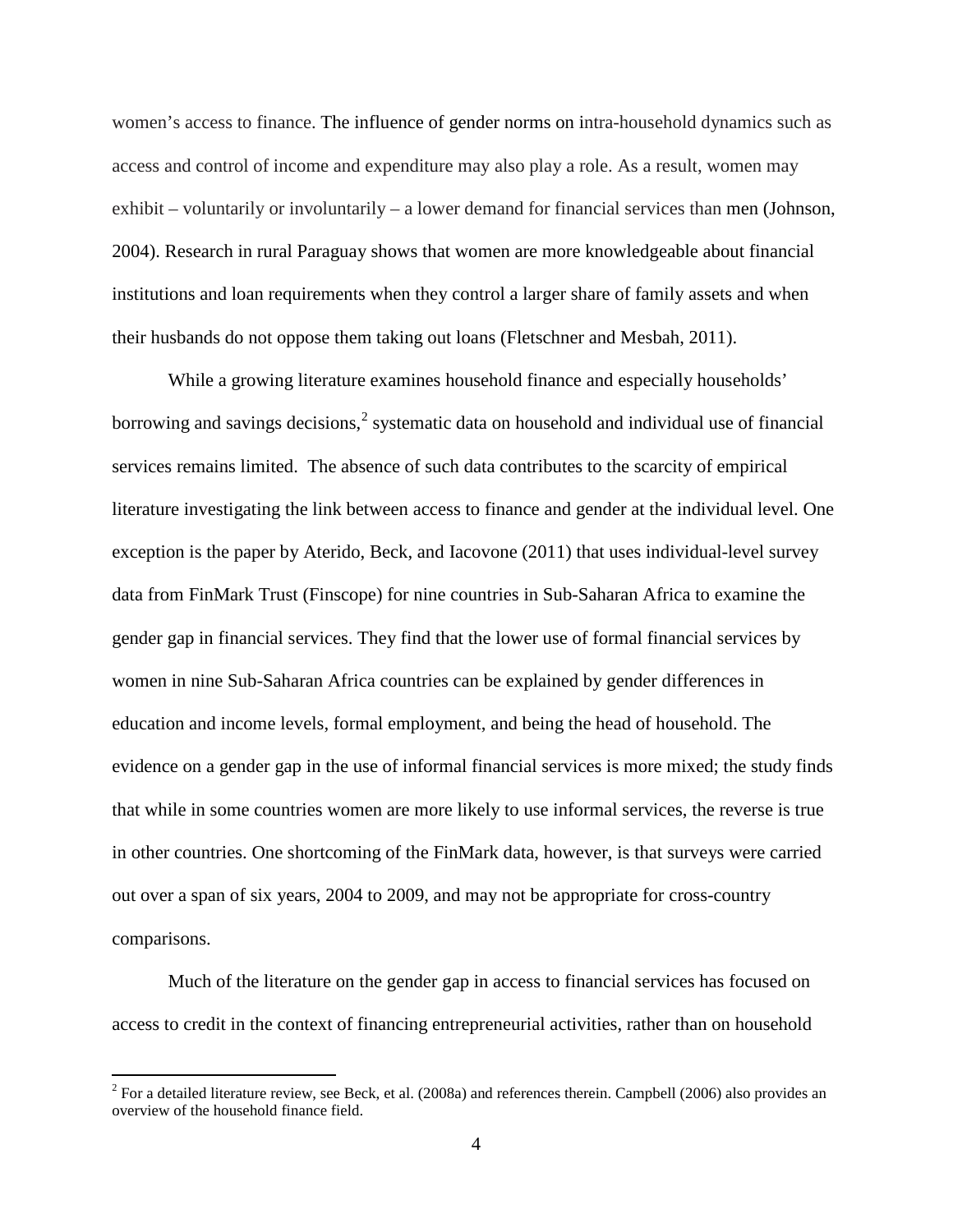women's access to finance. The influence of gender norms on intra-household dynamics such as access and control of income and expenditure may also play a role. As a result, women may exhibit – voluntarily or involuntarily – a lower demand for financial services than men (Johnson, 2004). Research in rural Paraguay shows that women are more knowledgeable about financial institutions and loan requirements when they control a larger share of family assets and when their husbands do not oppose them taking out loans (Fletschner and Mesbah, 2011).

While a growing literature examines household finance and especially households' borrowing and savings decisions,[2] systematic data on household and individual use of financial services remains limited. The absence of such data contributes to the scarcity of empirical literature investigating the link between access to finance and gender at the individual level. One exception is the paper by Aterido, Beck, and Iacovone (2011) that uses individual-level survey data from FinMark Trust (Finscope) for nine countries in Sub-Saharan Africa to examine the gender gap in financial services. They find that the lower use of formal financial services by women in nine Sub-Saharan Africa countries can be explained by gender differences in education and income levels, formal employment, and being the head of household. The evidence on a gender gap in the use of informal financial services is more mixed; the study finds that while in some countries women are more likely to use informal services, the reverse is true in other countries. One shortcoming of the FinMark data, however, is that surveys were carried out over a span of six years, 2004 to 2009, and may not be appropriate for cross-country comparisons.

Much of the literature on the gender gap in access to financial services has focused on access to credit in the context of financing entrepreneurial activities, rather than on household

[2] For a detailed literature review, see Beck, et al. (2008a) and references therein. Campbell (2006) also provides an overview of the household finance field.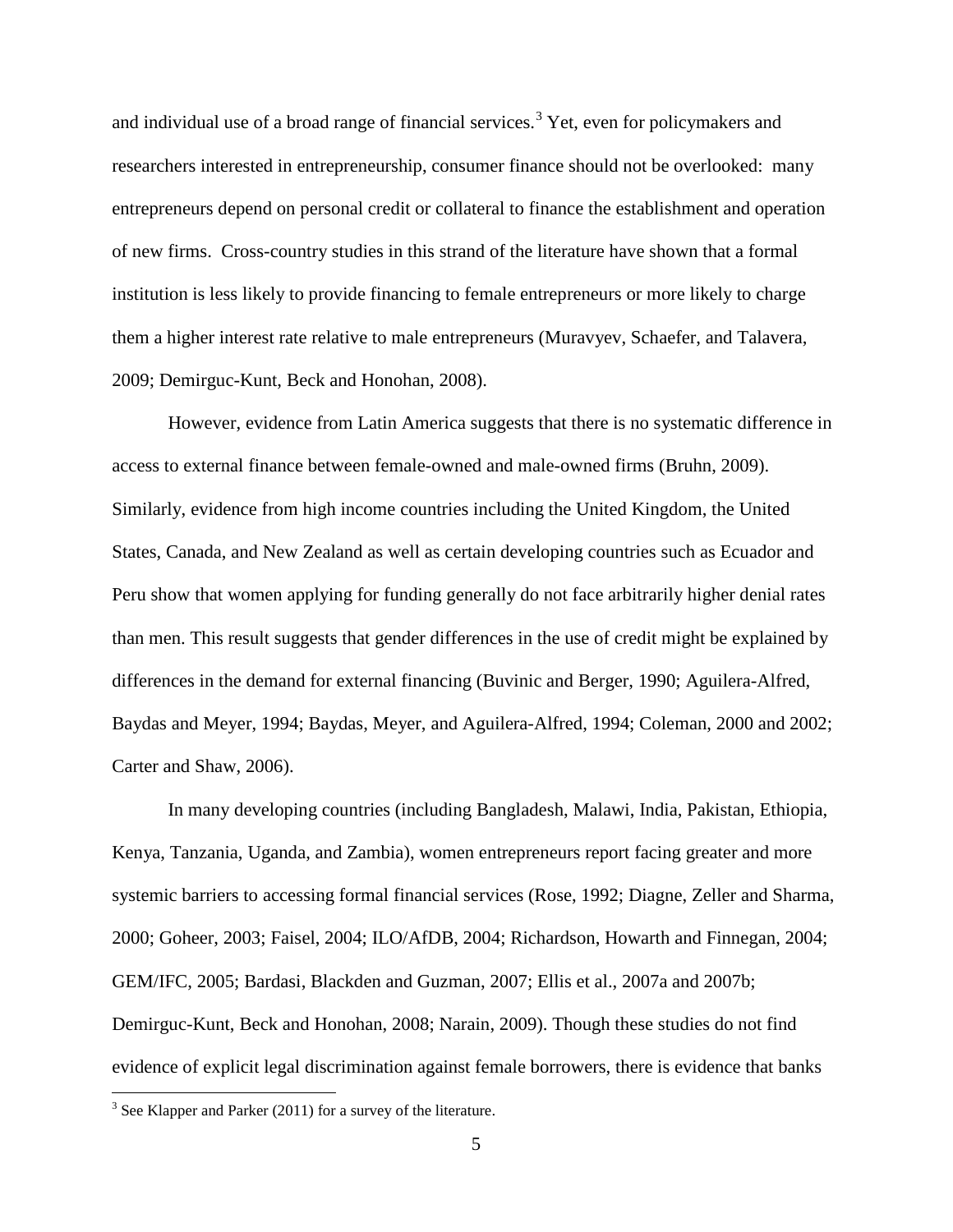and individual use of a broad range of financial services.[3] Yet, even for policymakers and researchers interested in entrepreneurship, consumer finance should not be overlooked: many entrepreneurs depend on personal credit or collateral to finance the establishment and operation of new firms. Cross-country studies in this strand of the literature have shown that a formal institution is less likely to provide financing to female entrepreneurs or more likely to charge them a higher interest rate relative to male entrepreneurs (Muravyev, Schaefer, and Talavera, 2009; Demirguc-Kunt, Beck and Honohan, 2008).

However, evidence from Latin America suggests that there is no systematic difference in access to external finance between female-owned and male-owned firms (Bruhn, 2009). Similarly, evidence from high income countries including the United Kingdom, the United States, Canada, and New Zealand as well as certain developing countries such as Ecuador and Peru show that women applying for funding generally do not face arbitrarily higher denial rates than men. This result suggests that gender differences in the use of credit might be explained by differences in the demand for external financing (Buvinic and Berger, 1990; Aguilera-Alfred, Baydas and Meyer, 1994; Baydas, Meyer, and Aguilera-Alfred, 1994; Coleman, 2000 and 2002; Carter and Shaw, 2006).

In many developing countries (including Bangladesh, Malawi, India, Pakistan, Ethiopia, Kenya, Tanzania, Uganda, and Zambia), women entrepreneurs report facing greater and more systemic barriers to accessing formal financial services (Rose, 1992; Diagne, Zeller and Sharma, 2000; Goheer, 2003; Faisel, 2004; ILO/AfDB, 2004; Richardson, Howarth and Finnegan, 2004; GEM/IFC, 2005; Bardasi, Blackden and Guzman, 2007; Ellis et al., 2007a and 2007b; Demirguc-Kunt, Beck and Honohan, 2008; Narain, 2009). Though these studies do not find evidence of explicit legal discrimination against female borrowers, there is evidence that banks

[3] See Klapper and Parker (2011) for a survey of the literature.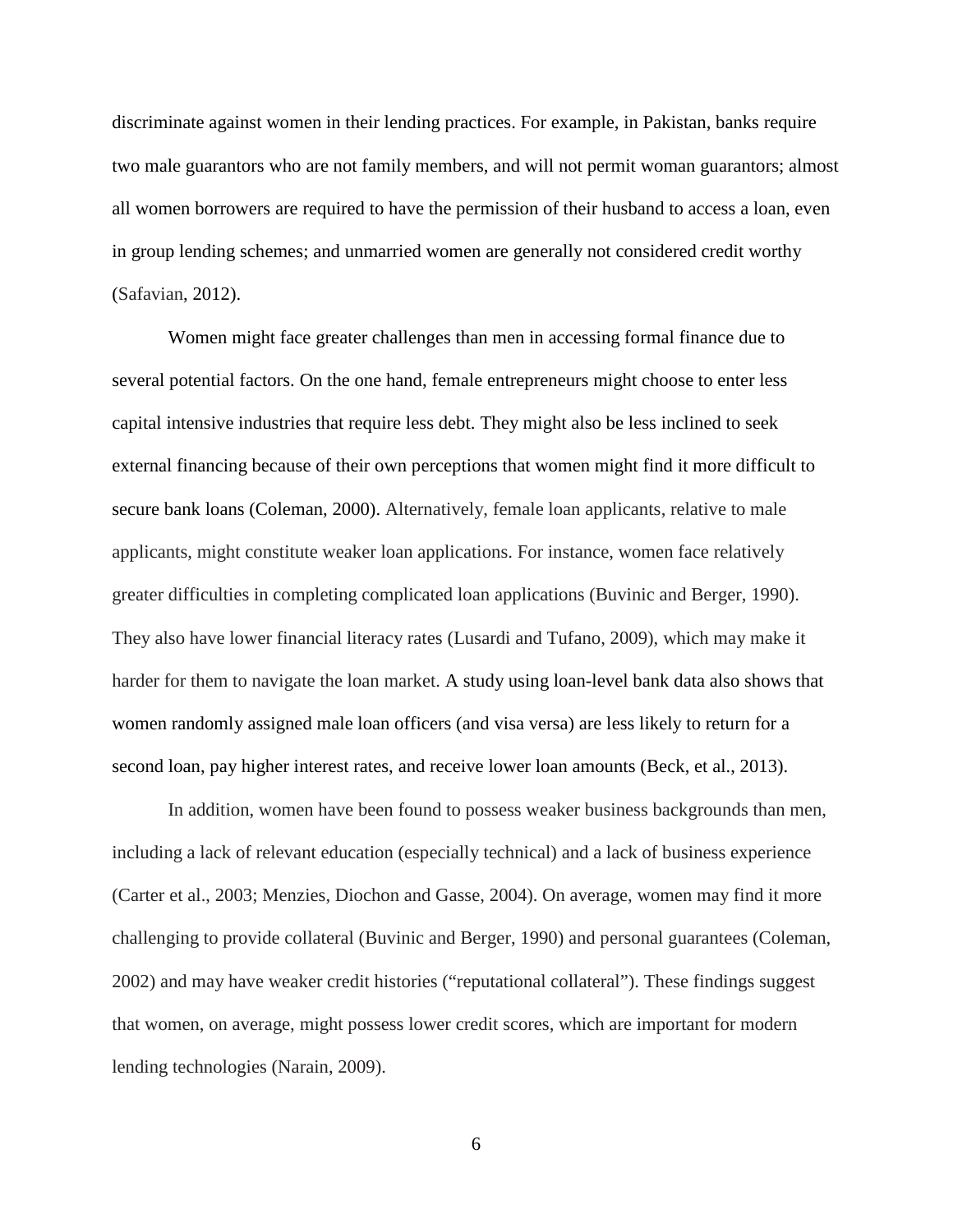discriminate against women in their lending practices. For example, in Pakistan, banks require two male guarantors who are not family members, and will not permit woman guarantors; almost all women borrowers are required to have the permission of their husband to access a loan, even in group lending schemes; and unmarried women are generally not considered credit worthy (Safavian, 2012).

Women might face greater challenges than men in accessing formal finance due to several potential factors. On the one hand, female entrepreneurs might choose to enter less capital intensive industries that require less debt. They might also be less inclined to seek external financing because of their own perceptions that women might find it more difficult to secure bank loans (Coleman, 2000). Alternatively, female loan applicants, relative to male applicants, might constitute weaker loan applications. For instance, women face relatively greater difficulties in completing complicated loan applications (Buvinic and Berger, 1990). They also have lower financial literacy rates (Lusardi and Tufano, 2009), which may make it harder for them to navigate the loan market. A study using loan-level bank data also shows that women randomly assigned male loan officers (and visa versa) are less likely to return for a second loan, pay higher interest rates, and receive lower loan amounts (Beck, et al., 2013).

In addition, women have been found to possess weaker business backgrounds than men, including a lack of relevant education (especially technical) and a lack of business experience (Carter et al., 2003; Menzies, Diochon and Gasse, 2004). On average, women may find it more challenging to provide collateral (Buvinic and Berger, 1990) and personal guarantees (Coleman, 2002) and may have weaker credit histories ("reputational collateral"). These findings suggest that women, on average, might possess lower credit scores, which are important for modern lending technologies (Narain, 2009).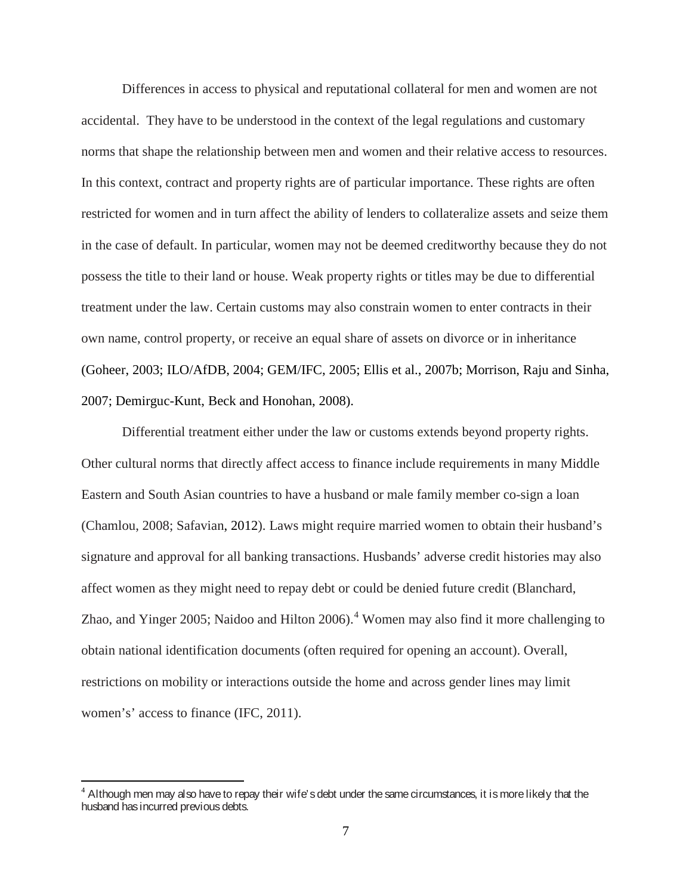Differences in access to physical and reputational collateral for men and women are not accidental. They have to be understood in the context of the legal regulations and customary norms that shape the relationship between men and women and their relative access to resources. In this context, contract and property rights are of particular importance. These rights are often restricted for women and in turn affect the ability of lenders to collateralize assets and seize them in the case of default. In particular, women may not be deemed creditworthy because they do not possess the title to their land or house. Weak property rights or titles may be due to differential treatment under the law. Certain customs may also constrain women to enter contracts in their own name, control property, or receive an equal share of assets on divorce or in inheritance (Goheer, 2003; ILO/AfDB, 2004; GEM/IFC, 2005; Ellis et al., 2007b; Morrison, Raju and Sinha, 2007; Demirguc-Kunt, Beck and Honohan, 2008).

Differential treatment either under the law or customs extends beyond property rights. Other cultural norms that directly affect access to finance include requirements in many Middle Eastern and South Asian countries to have a husband or male family member co-sign a loan (Chamlou, 2008; Safavian, 2012). Laws might require married women to obtain their husband's signature and approval for all banking transactions. Husbands' adverse credit histories may also affect women as they might need to repay debt or could be denied future credit (Blanchard, Zhao, and Yinger 2005; Naidoo and Hilton 2006).[4] Women may also find it more challenging to obtain national identification documents (often required for opening an account). Overall, restrictions on mobility or interactions outside the home and across gender lines may limit women's' access to finance (IFC, 2011).

---

[4] Although men may also have to repay their wife's debt under the same circumstances, it is more likely that the husband has incurred previous debts.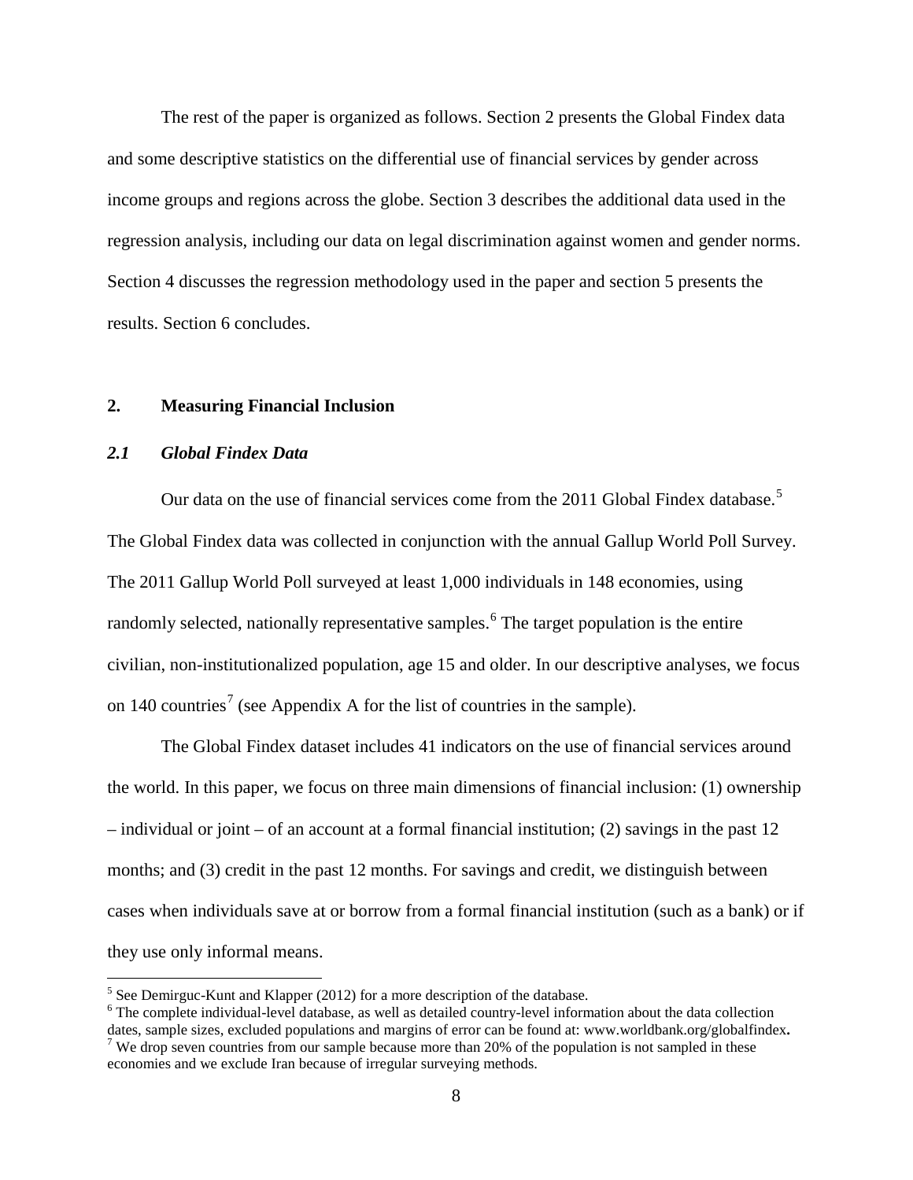The rest of the paper is organized as follows. Section 2 presents the Global Findex data and some descriptive statistics on the differential use of financial services by gender across income groups and regions across the globe. Section 3 describes the additional data used in the regression analysis, including our data on legal discrimination against women and gender norms. Section 4 discusses the regression methodology used in the paper and section 5 presents the results. Section 6 concludes.

## 2. Measuring Financial Inclusion

### *2.1 Global Findex Data*

Our data on the use of financial services come from the 2011 Global Findex database.[5] The Global Findex data was collected in conjunction with the annual Gallup World Poll Survey. The 2011 Gallup World Poll surveyed at least 1,000 individuals in 148 economies, using randomly selected, nationally representative samples.[6] The target population is the entire civilian, non-institutionalized population, age 15 and older. In our descriptive analyses, we focus on 140 countries[7] (see Appendix A for the list of countries in the sample).

The Global Findex dataset includes 41 indicators on the use of financial services around the world. In this paper, we focus on three main dimensions of financial inclusion: (1) ownership – individual or joint – of an account at a formal financial institution; (2) savings in the past 12 months; and (3) credit in the past 12 months. For savings and credit, we distinguish between cases when individuals save at or borrow from a formal financial institution (such as a bank) or if they use only informal means.

[5] See Demirguc-Kunt and Klapper (2012) for a more description of the database.

[6] The complete individual-level database, as well as detailed country-level information about the data collection dates, sample sizes, excluded populations and margins of error can be found at: www.worldbank.org/globalfindex.

[7] We drop seven countries from our sample because more than 20% of the population is not sampled in these economies and we exclude Iran because of irregular surveying methods.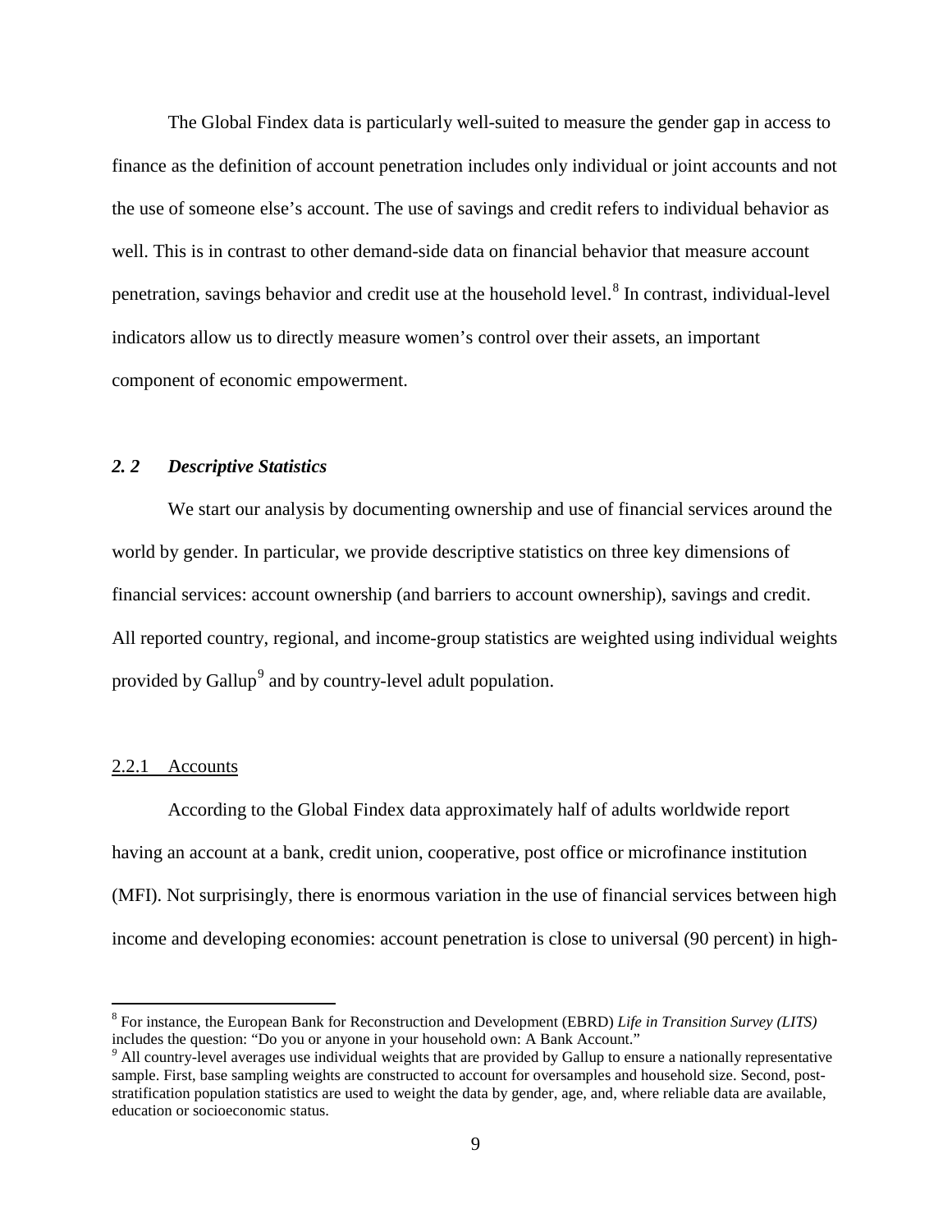The Global Findex data is particularly well-suited to measure the gender gap in access to finance as the definition of account penetration includes only individual or joint accounts and not the use of someone else's account. The use of savings and credit refers to individual behavior as well. This is in contrast to other demand-side data on financial behavior that measure account penetration, savings behavior and credit use at the household level.[8] In contrast, individual-level indicators allow us to directly measure women's control over their assets, an important component of economic empowerment.

### *2. 2 Descriptive Statistics*

We start our analysis by documenting ownership and use of financial services around the world by gender. In particular, we provide descriptive statistics on three key dimensions of financial services: account ownership (and barriers to account ownership), savings and credit. All reported country, regional, and income-group statistics are weighted using individual weights provided by Gallup[9] and by country-level adult population.

#### 2.2.1 Accounts

According to the Global Findex data approximately half of adults worldwide report having an account at a bank, credit union, cooperative, post office or microfinance institution (MFI). Not surprisingly, there is enormous variation in the use of financial services between high income and developing economies: account penetration is close to universal (90 percent) in high-

---

[8] For instance, the European Bank for Reconstruction and Development (EBRD) *Life in Transition Survey (LITS)* includes the question: "Do you or anyone in your household own: A Bank Account."

[9] All country-level averages use individual weights that are provided by Gallup to ensure a nationally representative sample. First, base sampling weights are constructed to account for oversamples and household size. Second, post-stratification population statistics are used to weight the data by gender, age, and, where reliable data are available, education or socioeconomic status.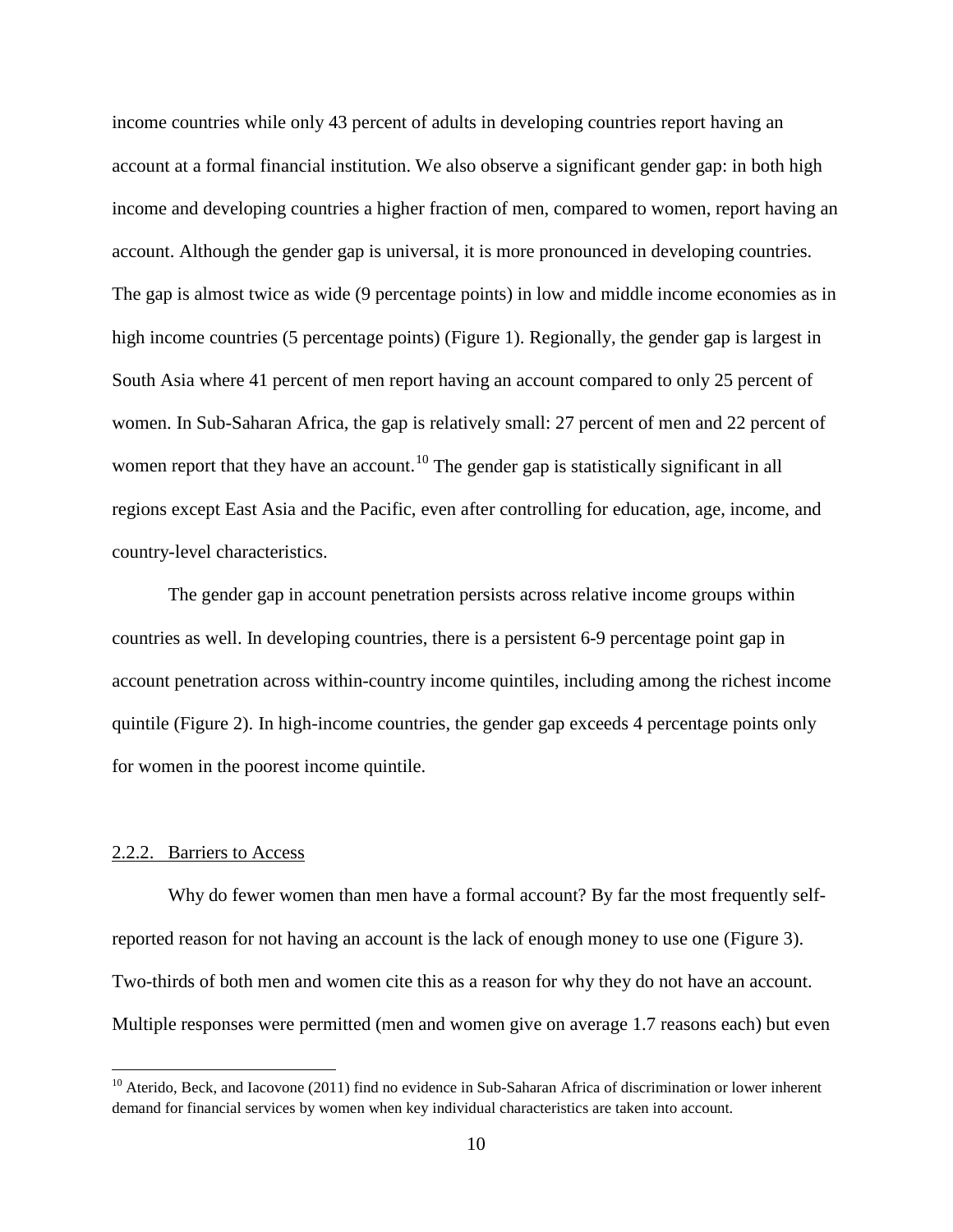income countries while only 43 percent of adults in developing countries report having an account at a formal financial institution. We also observe a significant gender gap: in both high income and developing countries a higher fraction of men, compared to women, report having an account. Although the gender gap is universal, it is more pronounced in developing countries. The gap is almost twice as wide (9 percentage points) in low and middle income economies as in high income countries (5 percentage points) (Figure 1). Regionally, the gender gap is largest in South Asia where 41 percent of men report having an account compared to only 25 percent of women. In Sub-Saharan Africa, the gap is relatively small: 27 percent of men and 22 percent of women report that they have an account.[10] The gender gap is statistically significant in all regions except East Asia and the Pacific, even after controlling for education, age, income, and country-level characteristics.

The gender gap in account penetration persists across relative income groups within countries as well. In developing countries, there is a persistent 6-9 percentage point gap in account penetration across within-country income quintiles, including among the richest income quintile (Figure 2). In high-income countries, the gender gap exceeds 4 percentage points only for women in the poorest income quintile.

### 2.2.2. Barriers to Access

Why do fewer women than men have a formal account? By far the most frequently self-reported reason for not having an account is the lack of enough money to use one (Figure 3). Two-thirds of both men and women cite this as a reason for why they do not have an account. Multiple responses were permitted (men and women give on average 1.7 reasons each) but even

[10] Aterido, Beck, and Iacovone (2011) find no evidence in Sub-Saharan Africa of discrimination or lower inherent demand for financial services by women when key individual characteristics are taken into account.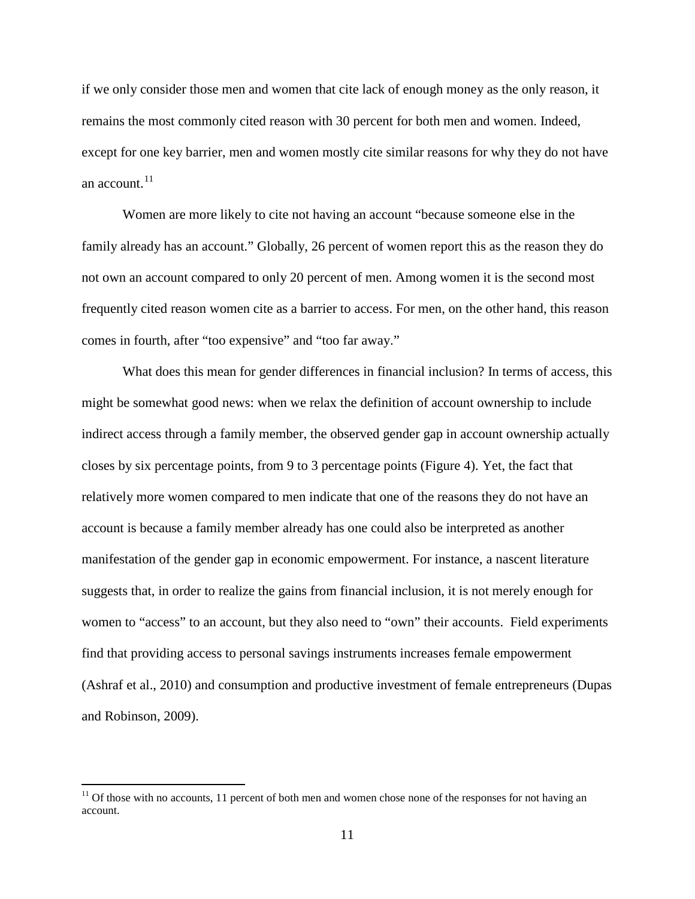if we only consider those men and women that cite lack of enough money as the only reason, it remains the most commonly cited reason with 30 percent for both men and women. Indeed, except for one key barrier, men and women mostly cite similar reasons for why they do not have an account.[11]

Women are more likely to cite not having an account "because someone else in the family already has an account." Globally, 26 percent of women report this as the reason they do not own an account compared to only 20 percent of men. Among women it is the second most frequently cited reason women cite as a barrier to access. For men, on the other hand, this reason comes in fourth, after "too expensive" and "too far away."

What does this mean for gender differences in financial inclusion? In terms of access, this might be somewhat good news: when we relax the definition of account ownership to include indirect access through a family member, the observed gender gap in account ownership actually closes by six percentage points, from 9 to 3 percentage points (Figure 4). Yet, the fact that relatively more women compared to men indicate that one of the reasons they do not have an account is because a family member already has one could also be interpreted as another manifestation of the gender gap in economic empowerment. For instance, a nascent literature suggests that, in order to realize the gains from financial inclusion, it is not merely enough for women to "access" to an account, but they also need to "own" their accounts. Field experiments find that providing access to personal savings instruments increases female empowerment (Ashraf et al., 2010) and consumption and productive investment of female entrepreneurs (Dupas and Robinson, 2009).

[11] Of those with no accounts, 11 percent of both men and women chose none of the responses for not having an account.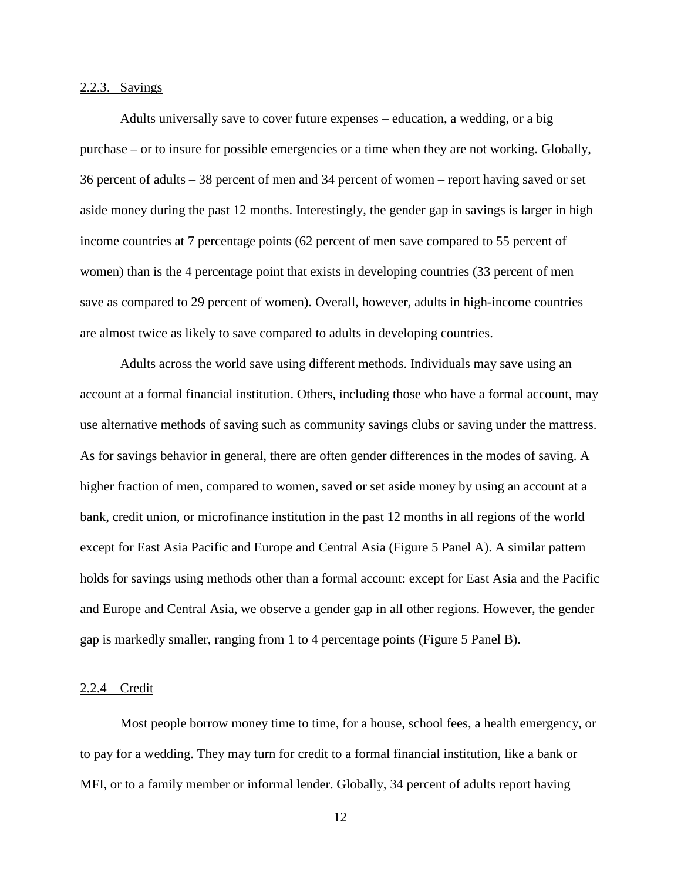### 2.2.3. Savings

Adults universally save to cover future expenses – education, a wedding, or a big purchase – or to insure for possible emergencies or a time when they are not working. Globally, 36 percent of adults – 38 percent of men and 34 percent of women – report having saved or set aside money during the past 12 months. Interestingly, the gender gap in savings is larger in high income countries at 7 percentage points (62 percent of men save compared to 55 percent of women) than is the 4 percentage point that exists in developing countries (33 percent of men save as compared to 29 percent of women). Overall, however, adults in high-income countries are almost twice as likely to save compared to adults in developing countries.

Adults across the world save using different methods. Individuals may save using an account at a formal financial institution. Others, including those who have a formal account, may use alternative methods of saving such as community savings clubs or saving under the mattress. As for savings behavior in general, there are often gender differences in the modes of saving. A higher fraction of men, compared to women, saved or set aside money by using an account at a bank, credit union, or microfinance institution in the past 12 months in all regions of the world except for East Asia Pacific and Europe and Central Asia (Figure 5 Panel A). A similar pattern holds for savings using methods other than a formal account: except for East Asia and the Pacific and Europe and Central Asia, we observe a gender gap in all other regions. However, the gender gap is markedly smaller, ranging from 1 to 4 percentage points (Figure 5 Panel B).

### 2.2.4 Credit

Most people borrow money time to time, for a house, school fees, a health emergency, or to pay for a wedding. They may turn for credit to a formal financial institution, like a bank or MFI, or to a family member or informal lender. Globally, 34 percent of adults report having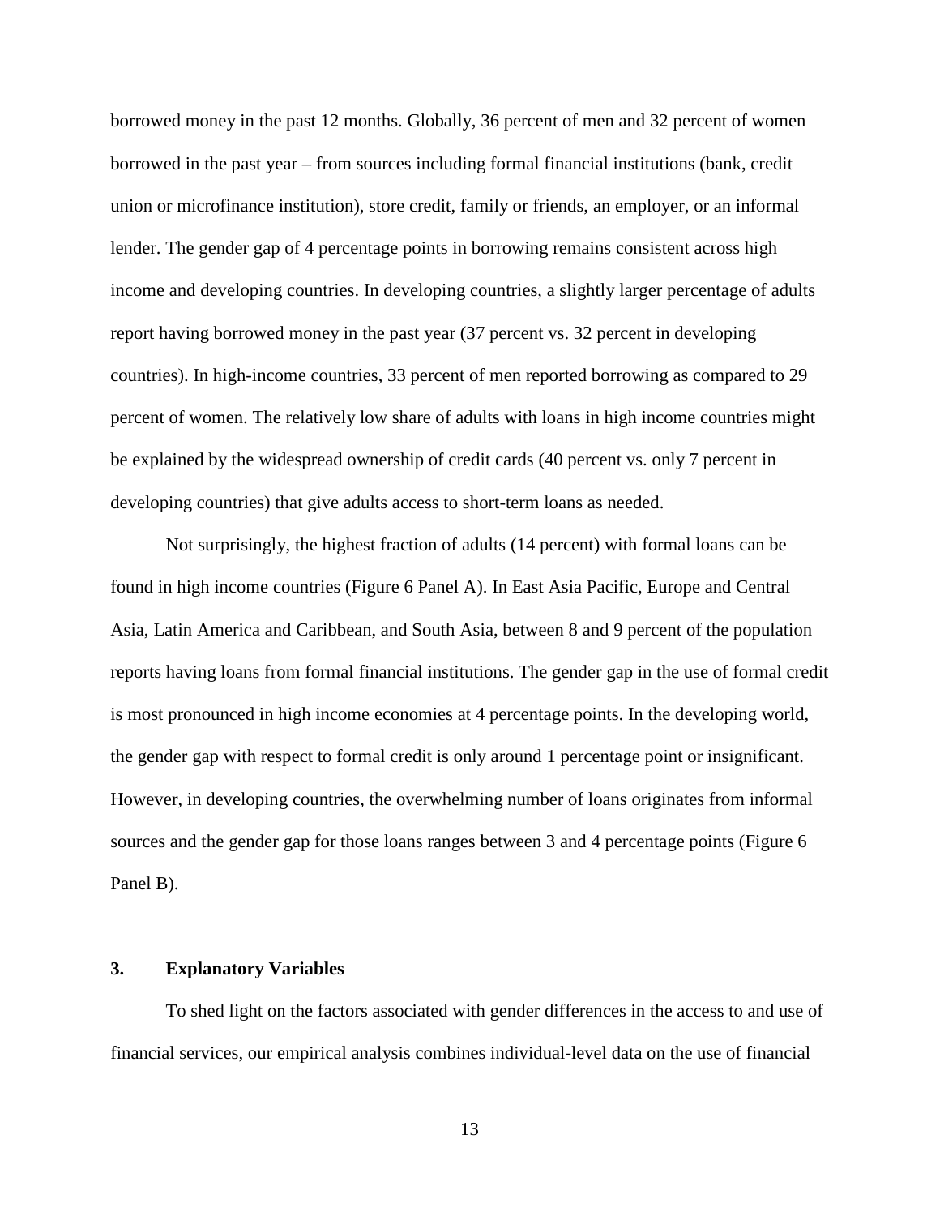borrowed money in the past 12 months. Globally, 36 percent of men and 32 percent of women borrowed in the past year – from sources including formal financial institutions (bank, credit union or microfinance institution), store credit, family or friends, an employer, or an informal lender. The gender gap of 4 percentage points in borrowing remains consistent across high income and developing countries. In developing countries, a slightly larger percentage of adults report having borrowed money in the past year (37 percent vs. 32 percent in developing countries). In high-income countries, 33 percent of men reported borrowing as compared to 29 percent of women. The relatively low share of adults with loans in high income countries might be explained by the widespread ownership of credit cards (40 percent vs. only 7 percent in developing countries) that give adults access to short-term loans as needed.

Not surprisingly, the highest fraction of adults (14 percent) with formal loans can be found in high income countries (Figure 6 Panel A). In East Asia Pacific, Europe and Central Asia, Latin America and Caribbean, and South Asia, between 8 and 9 percent of the population reports having loans from formal financial institutions. The gender gap in the use of formal credit is most pronounced in high income economies at 4 percentage points. In the developing world, the gender gap with respect to formal credit is only around 1 percentage point or insignificant. However, in developing countries, the overwhelming number of loans originates from informal sources and the gender gap for those loans ranges between 3 and 4 percentage points (Figure 6 Panel B).

## 3. Explanatory Variables

To shed light on the factors associated with gender differences in the access to and use of financial services, our empirical analysis combines individual-level data on the use of financial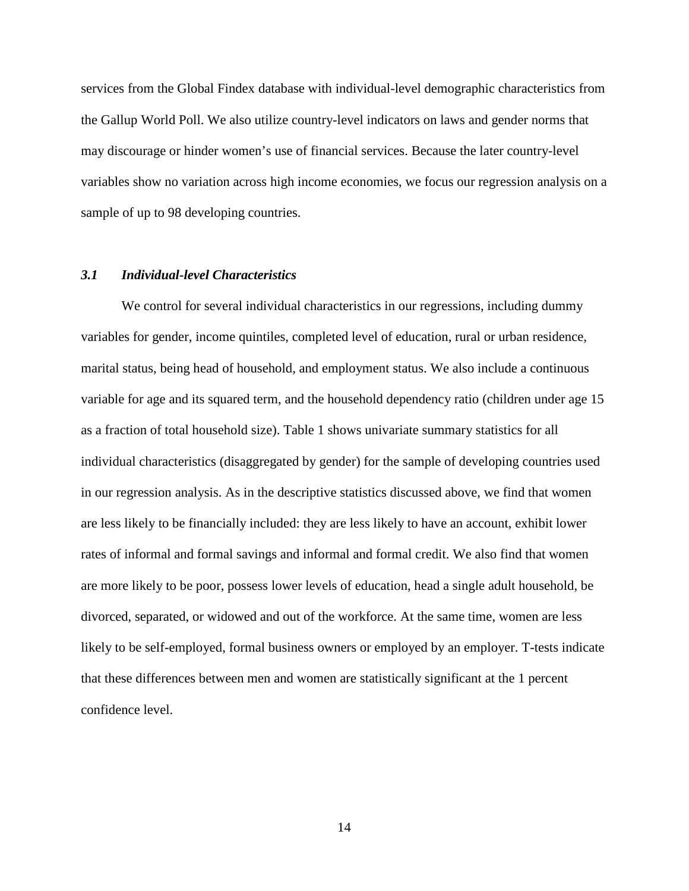services from the Global Findex database with individual-level demographic characteristics from the Gallup World Poll. We also utilize country-level indicators on laws and gender norms that may discourage or hinder women's use of financial services. Because the later country-level variables show no variation across high income economies, we focus our regression analysis on a sample of up to 98 developing countries.

### *3.1 Individual-level Characteristics*

We control for several individual characteristics in our regressions, including dummy variables for gender, income quintiles, completed level of education, rural or urban residence, marital status, being head of household, and employment status. We also include a continuous variable for age and its squared term, and the household dependency ratio (children under age 15 as a fraction of total household size). Table 1 shows univariate summary statistics for all individual characteristics (disaggregated by gender) for the sample of developing countries used in our regression analysis. As in the descriptive statistics discussed above, we find that women are less likely to be financially included: they are less likely to have an account, exhibit lower rates of informal and formal savings and informal and formal credit. We also find that women are more likely to be poor, possess lower levels of education, head a single adult household, be divorced, separated, or widowed and out of the workforce. At the same time, women are less likely to be self-employed, formal business owners or employed by an employer. T-tests indicate that these differences between men and women are statistically significant at the 1 percent confidence level.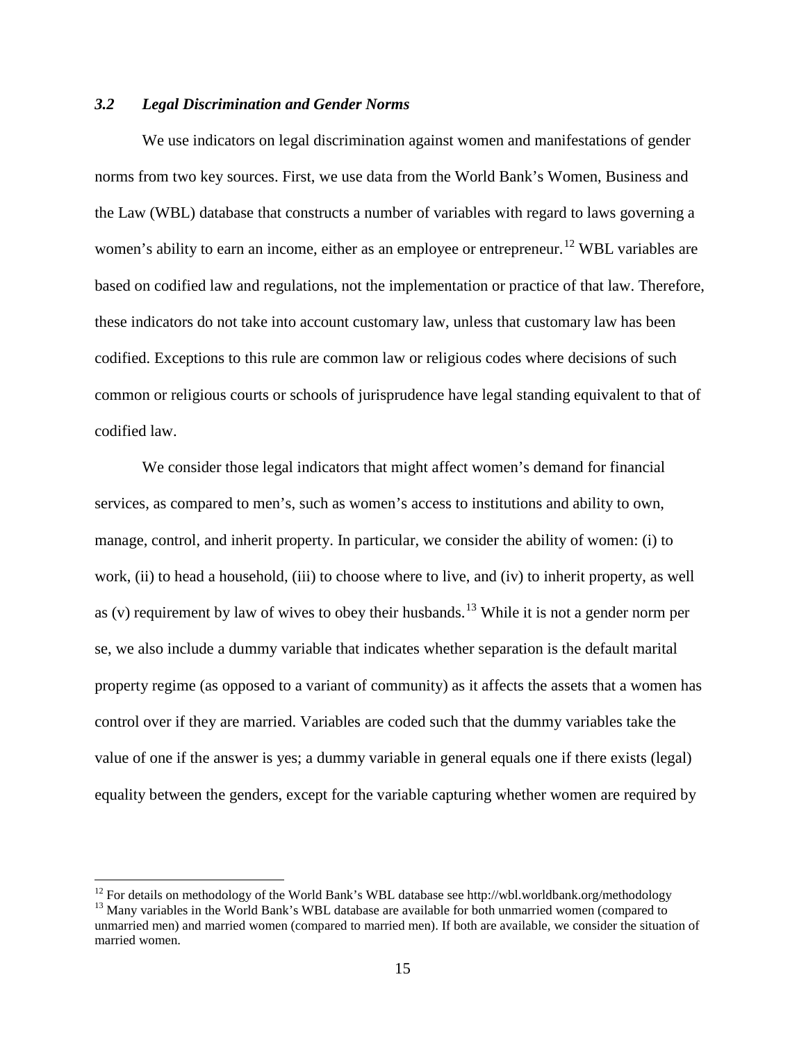### *3.2 Legal Discrimination and Gender Norms*

We use indicators on legal discrimination against women and manifestations of gender norms from two key sources. First, we use data from the World Bank's Women, Business and the Law (WBL) database that constructs a number of variables with regard to laws governing a women's ability to earn an income, either as an employee or entrepreneur.[12] WBL variables are based on codified law and regulations, not the implementation or practice of that law. Therefore, these indicators do not take into account customary law, unless that customary law has been codified. Exceptions to this rule are common law or religious codes where decisions of such common or religious courts or schools of jurisprudence have legal standing equivalent to that of codified law.

We consider those legal indicators that might affect women's demand for financial services, as compared to men's, such as women's access to institutions and ability to own, manage, control, and inherit property. In particular, we consider the ability of women: (i) to work, (ii) to head a household, (iii) to choose where to live, and (iv) to inherit property, as well as (v) requirement by law of wives to obey their husbands.[13] While it is not a gender norm per se, we also include a dummy variable that indicates whether separation is the default marital property regime (as opposed to a variant of community) as it affects the assets that a women has control over if they are married. Variables are coded such that the dummy variables take the value of one if the answer is yes; a dummy variable in general equals one if there exists (legal) equality between the genders, except for the variable capturing whether women are required by

---

[12] For details on methodology of the World Bank's WBL database see http://wbl.worldbank.org/methodology

[13] Many variables in the World Bank's WBL database are available for both unmarried women (compared to unmarried men) and married women (compared to married men). If both are available, we consider the situation of married women.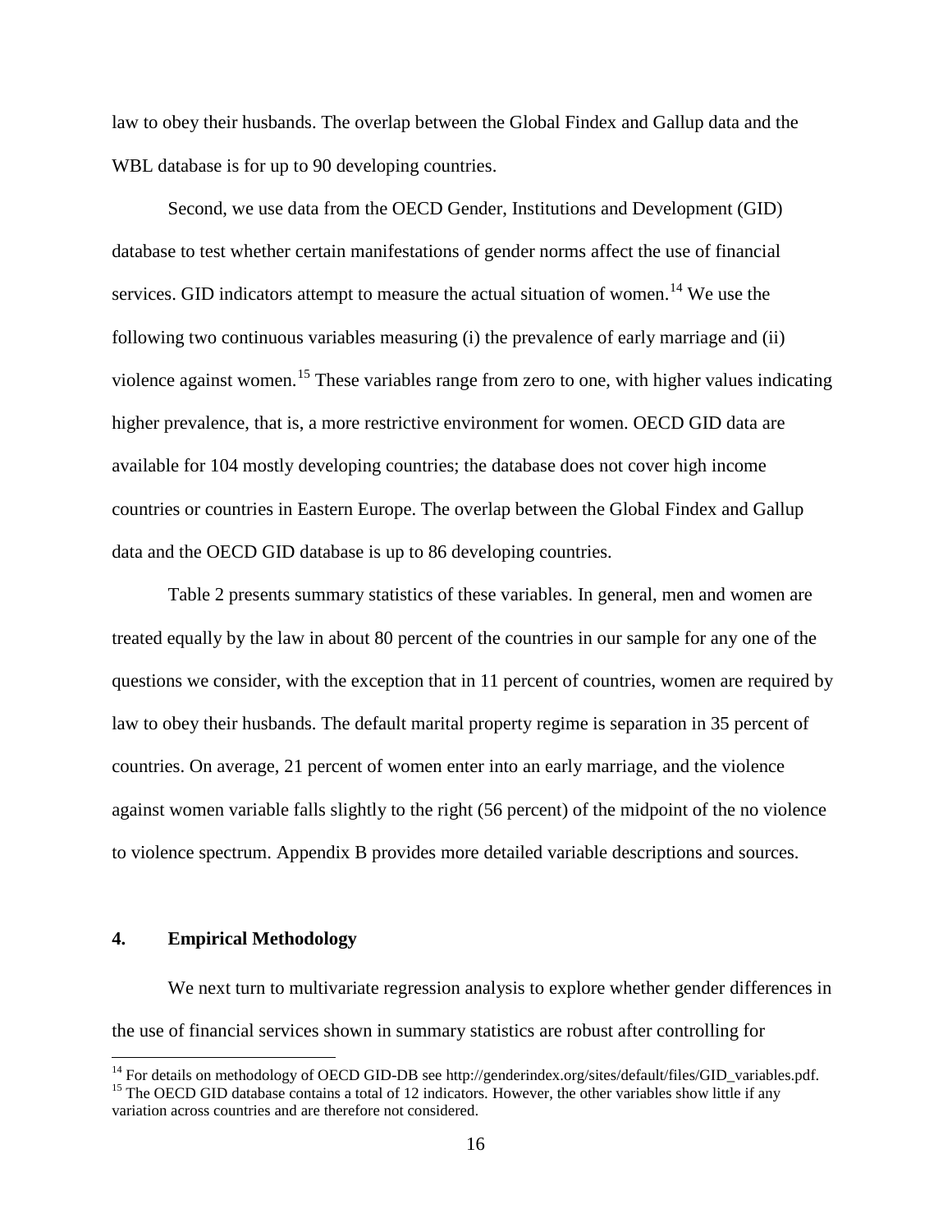law to obey their husbands. The overlap between the Global Findex and Gallup data and the WBL database is for up to 90 developing countries.

Second, we use data from the OECD Gender, Institutions and Development (GID) database to test whether certain manifestations of gender norms affect the use of financial services. GID indicators attempt to measure the actual situation of women.[14] We use the following two continuous variables measuring (i) the prevalence of early marriage and (ii) violence against women.[15] These variables range from zero to one, with higher values indicating higher prevalence, that is, a more restrictive environment for women. OECD GID data are available for 104 mostly developing countries; the database does not cover high income countries or countries in Eastern Europe. The overlap between the Global Findex and Gallup data and the OECD GID database is up to 86 developing countries.

Table 2 presents summary statistics of these variables. In general, men and women are treated equally by the law in about 80 percent of the countries in our sample for any one of the questions we consider, with the exception that in 11 percent of countries, women are required by law to obey their husbands. The default marital property regime is separation in 35 percent of countries. On average, 21 percent of women enter into an early marriage, and the violence against women variable falls slightly to the right (56 percent) of the midpoint of the no violence to violence spectrum. Appendix B provides more detailed variable descriptions and sources.

## 4. Empirical Methodology

We next turn to multivariate regression analysis to explore whether gender differences in the use of financial services shown in summary statistics are robust after controlling for

---

[14] For details on methodology of OECD GID-DB see http://genderindex.org/sites/default/files/GID_variables.pdf.

[15] The OECD GID database contains a total of 12 indicators. However, the other variables show little if any variation across countries and are therefore not considered.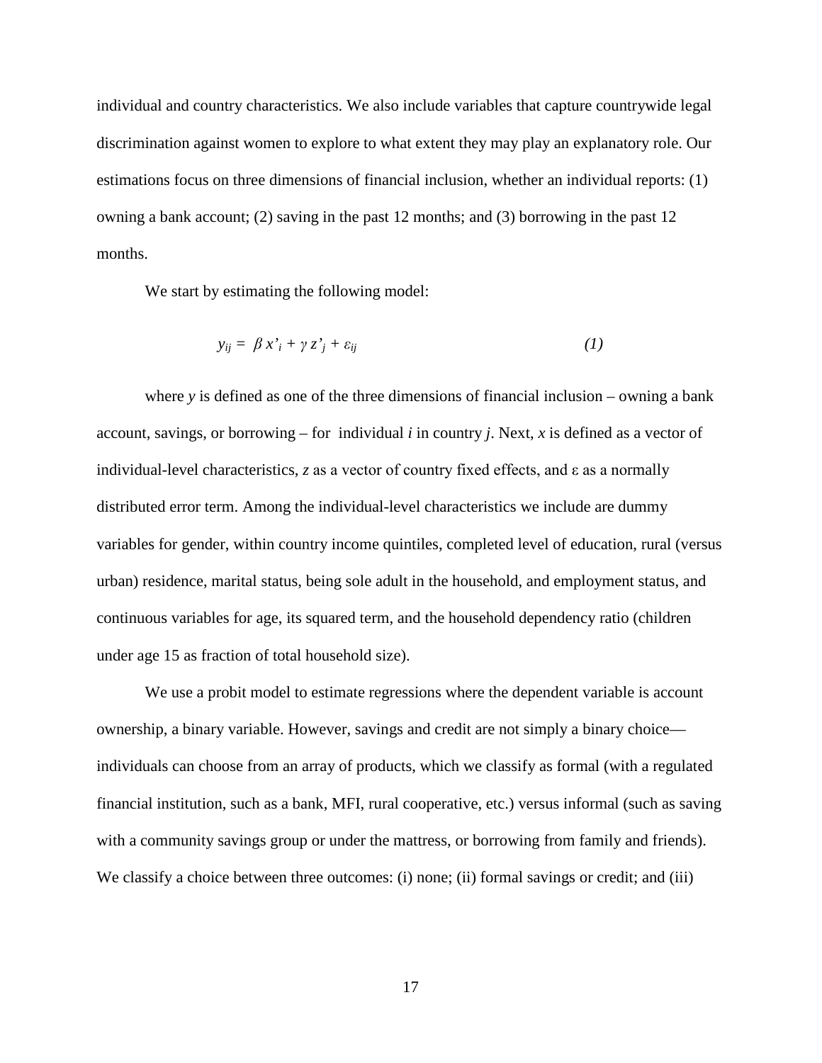individual and country characteristics. We also include variables that capture countrywide legal discrimination against women to explore to what extent they may play an explanatory role. Our estimations focus on three dimensions of financial inclusion, whether an individual reports: (1) owning a bank account; (2) saving in the past 12 months; and (3) borrowing in the past 12 months.

We start by estimating the following model:

$$y_{ij} = \beta x'_i + \gamma z'_j + \varepsilon_{ij} \qquad (1)$$

where $y$ is defined as one of the three dimensions of financial inclusion – owning a bank account, savings, or borrowing – for individual $i$ in country $j$. Next, $x$ is defined as a vector of individual-level characteristics, $z$ as a vector of country fixed effects, and $\varepsilon$ as a normally distributed error term. Among the individual-level characteristics we include are dummy variables for gender, within country income quintiles, completed level of education, rural (versus urban) residence, marital status, being sole adult in the household, and employment status, and continuous variables for age, its squared term, and the household dependency ratio (children under age 15 as fraction of total household size).

We use a probit model to estimate regressions where the dependent variable is account ownership, a binary variable. However, savings and credit are not simply a binary choice—individuals can choose from an array of products, which we classify as formal (with a regulated financial institution, such as a bank, MFI, rural cooperative, etc.) versus informal (such as saving with a community savings group or under the mattress, or borrowing from family and friends). We classify a choice between three outcomes: (i) none; (ii) formal savings or credit; and (iii)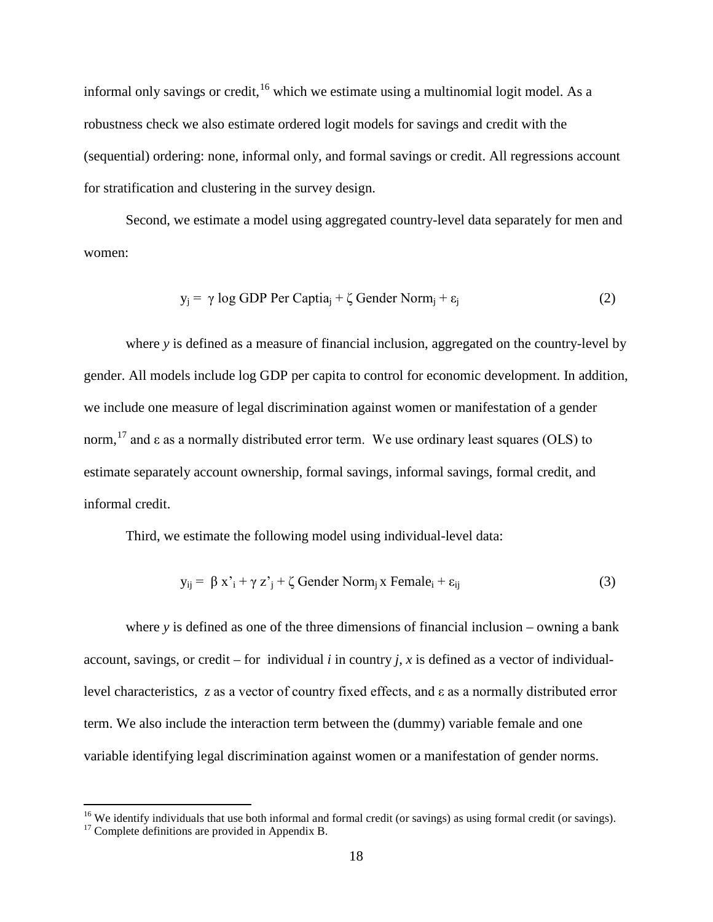informal only savings or credit,[16] which we estimate using a multinomial logit model. As a robustness check we also estimate ordered logit models for savings and credit with the (sequential) ordering: none, informal only, and formal savings or credit. All regressions account for stratification and clustering in the survey design.

Second, we estimate a model using aggregated country-level data separately for men and women:

$$y_j = \gamma \log \text{GDP Per Captia}_j + \zeta \text{ Gender Norm}_j + \varepsilon_j \tag{2}$$

where $y$ is defined as a measure of financial inclusion, aggregated on the country-level by gender. All models include log GDP per capita to control for economic development. In addition, we include one measure of legal discrimination against women or manifestation of a gender norm,[17] and $\varepsilon$ as a normally distributed error term. We use ordinary least squares (OLS) to estimate separately account ownership, formal savings, informal savings, formal credit, and informal credit.

Third, we estimate the following model using individual-level data:

$$y_{ij} = \beta x'_i + \gamma z'_j + \zeta \text{ Gender Norm}_j \text{ x Female}_i + \varepsilon_{ij} \tag{3}$$

where $y$ is defined as one of the three dimensions of financial inclusion – owning a bank account, savings, or credit – for individual $i$ in country $j$, $x$ is defined as a vector of individual-level characteristics, $z$ as a vector of country fixed effects, and $\varepsilon$ as a normally distributed error term. We also include the interaction term between the (dummy) variable female and one variable identifying legal discrimination against women or a manifestation of gender norms.

[16] We identify individuals that use both informal and formal credit (or savings) as using formal credit (or savings).

[17] Complete definitions are provided in Appendix B.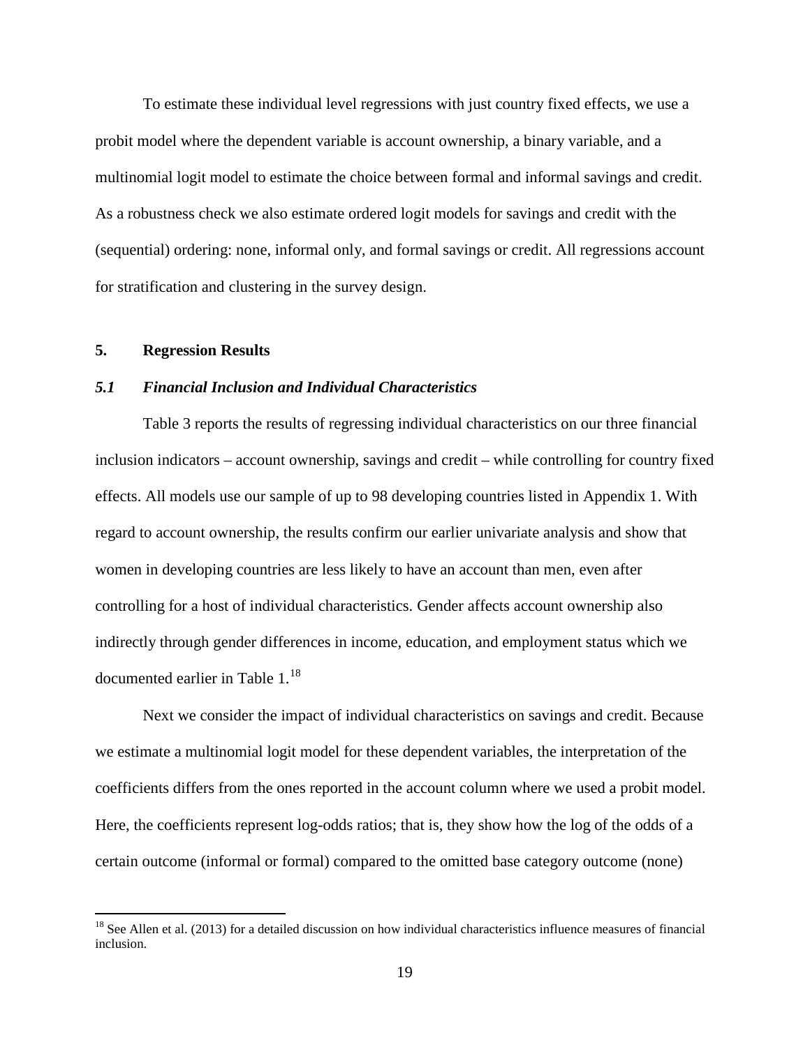To estimate these individual level regressions with just country fixed effects, we use a probit model where the dependent variable is account ownership, a binary variable, and a multinomial logit model to estimate the choice between formal and informal savings and credit. As a robustness check we also estimate ordered logit models for savings and credit with the (sequential) ordering: none, informal only, and formal savings or credit. All regressions account for stratification and clustering in the survey design.

## 5. Regression Results

### *5.1 Financial Inclusion and Individual Characteristics*

Table 3 reports the results of regressing individual characteristics on our three financial inclusion indicators – account ownership, savings and credit – while controlling for country fixed effects. All models use our sample of up to 98 developing countries listed in Appendix 1. With regard to account ownership, the results confirm our earlier univariate analysis and show that women in developing countries are less likely to have an account than men, even after controlling for a host of individual characteristics. Gender affects account ownership also indirectly through gender differences in income, education, and employment status which we documented earlier in Table 1.[18]

Next we consider the impact of individual characteristics on savings and credit. Because we estimate a multinomial logit model for these dependent variables, the interpretation of the coefficients differs from the ones reported in the account column where we used a probit model. Here, the coefficients represent log-odds ratios; that is, they show how the log of the odds of a certain outcome (informal or formal) compared to the omitted base category outcome (none)

[18] See Allen et al. (2013) for a detailed discussion on how individual characteristics influence measures of financial inclusion.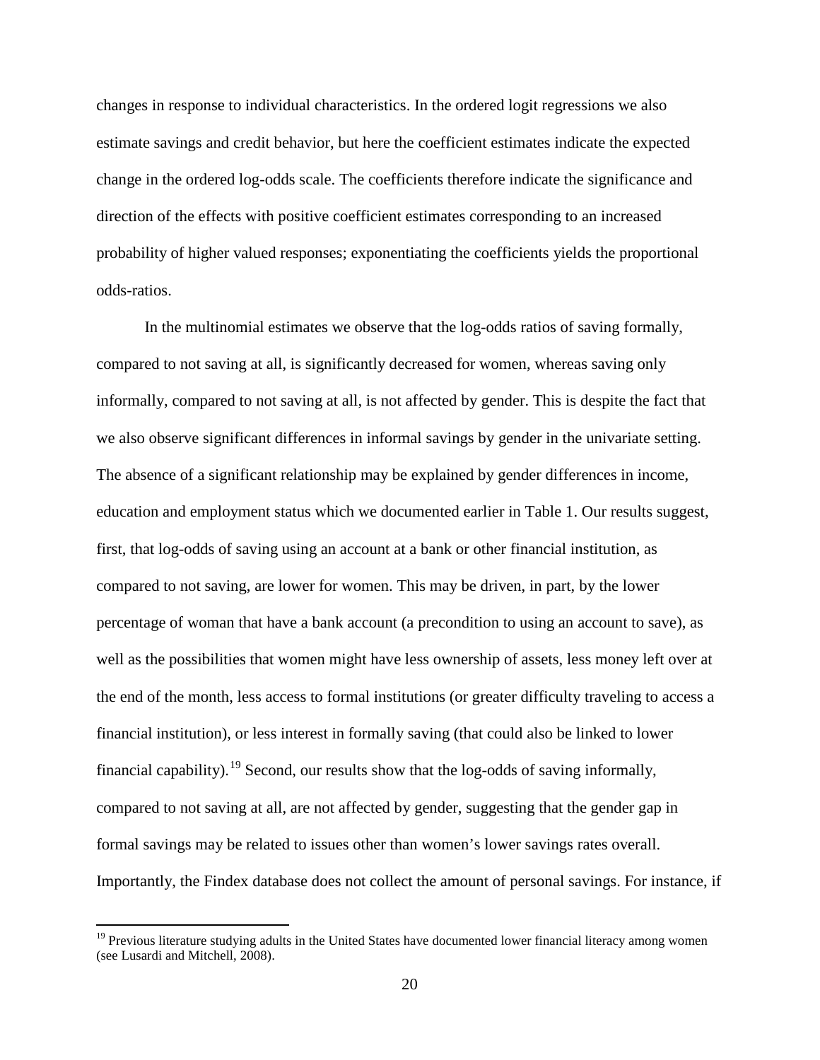changes in response to individual characteristics. In the ordered logit regressions we also estimate savings and credit behavior, but here the coefficient estimates indicate the expected change in the ordered log-odds scale. The coefficients therefore indicate the significance and direction of the effects with positive coefficient estimates corresponding to an increased probability of higher valued responses; exponentiating the coefficients yields the proportional odds-ratios.

In the multinomial estimates we observe that the log-odds ratios of saving formally, compared to not saving at all, is significantly decreased for women, whereas saving only informally, compared to not saving at all, is not affected by gender. This is despite the fact that we also observe significant differences in informal savings by gender in the univariate setting. The absence of a significant relationship may be explained by gender differences in income, education and employment status which we documented earlier in Table 1. Our results suggest, first, that log-odds of saving using an account at a bank or other financial institution, as compared to not saving, are lower for women. This may be driven, in part, by the lower percentage of woman that have a bank account (a precondition to using an account to save), as well as the possibilities that women might have less ownership of assets, less money left over at the end of the month, less access to formal institutions (or greater difficulty traveling to access a financial institution), or less interest in formally saving (that could also be linked to lower financial capability).[19] Second, our results show that the log-odds of saving informally, compared to not saving at all, are not affected by gender, suggesting that the gender gap in formal savings may be related to issues other than women's lower savings rates overall. Importantly, the Findex database does not collect the amount of personal savings. For instance, if

[19] Previous literature studying adults in the United States have documented lower financial literacy among women (see Lusardi and Mitchell, 2008).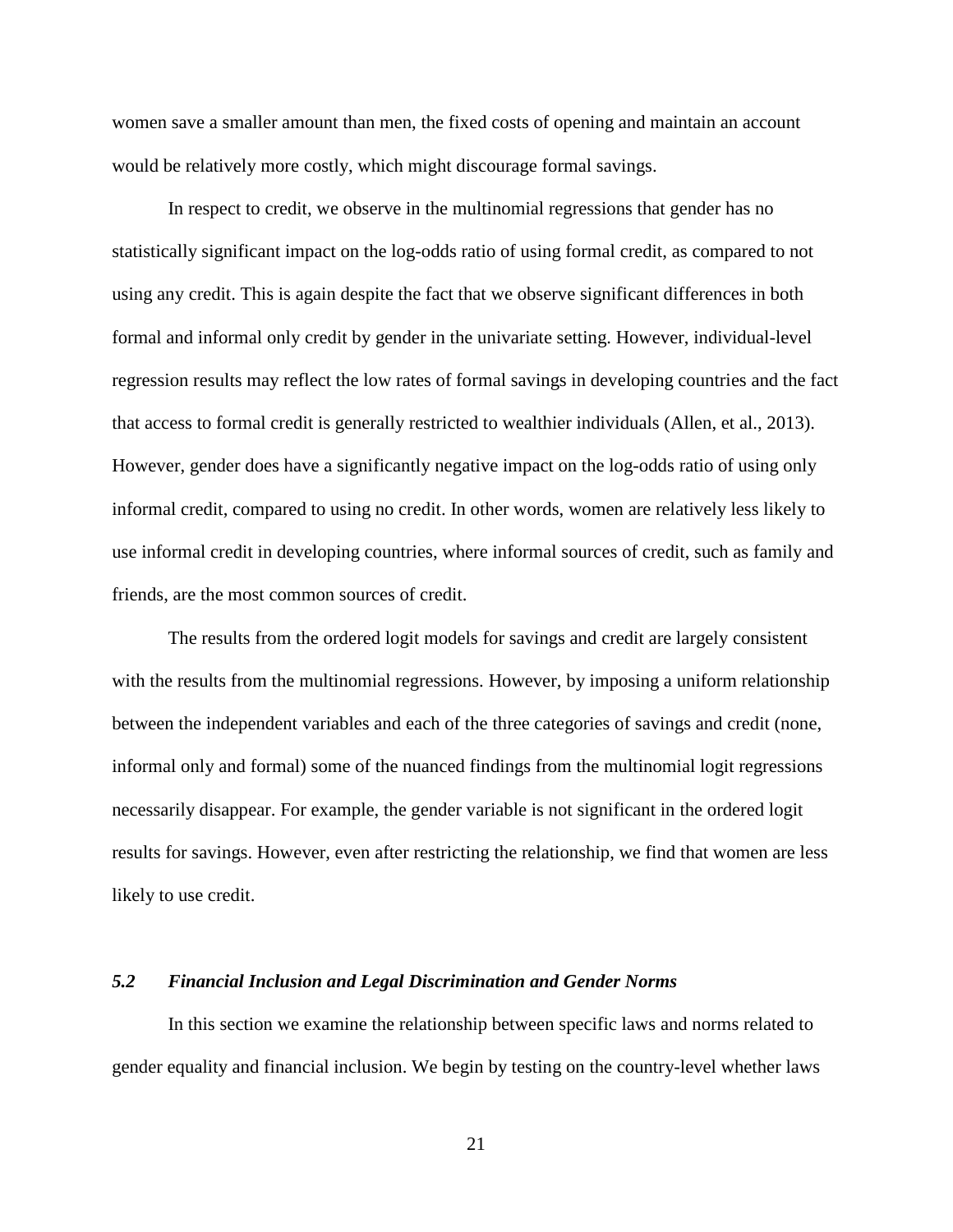women save a smaller amount than men, the fixed costs of opening and maintain an account would be relatively more costly, which might discourage formal savings.

In respect to credit, we observe in the multinomial regressions that gender has no statistically significant impact on the log-odds ratio of using formal credit, as compared to not using any credit. This is again despite the fact that we observe significant differences in both formal and informal only credit by gender in the univariate setting. However, individual-level regression results may reflect the low rates of formal savings in developing countries and the fact that access to formal credit is generally restricted to wealthier individuals (Allen, et al., 2013). However, gender does have a significantly negative impact on the log-odds ratio of using only informal credit, compared to using no credit. In other words, women are relatively less likely to use informal credit in developing countries, where informal sources of credit, such as family and friends, are the most common sources of credit.

The results from the ordered logit models for savings and credit are largely consistent with the results from the multinomial regressions. However, by imposing a uniform relationship between the independent variables and each of the three categories of savings and credit (none, informal only and formal) some of the nuanced findings from the multinomial logit regressions necessarily disappear. For example, the gender variable is not significant in the ordered logit results for savings. However, even after restricting the relationship, we find that women are less likely to use credit.

### *5.2 Financial Inclusion and Legal Discrimination and Gender Norms*

In this section we examine the relationship between specific laws and norms related to gender equality and financial inclusion. We begin by testing on the country-level whether laws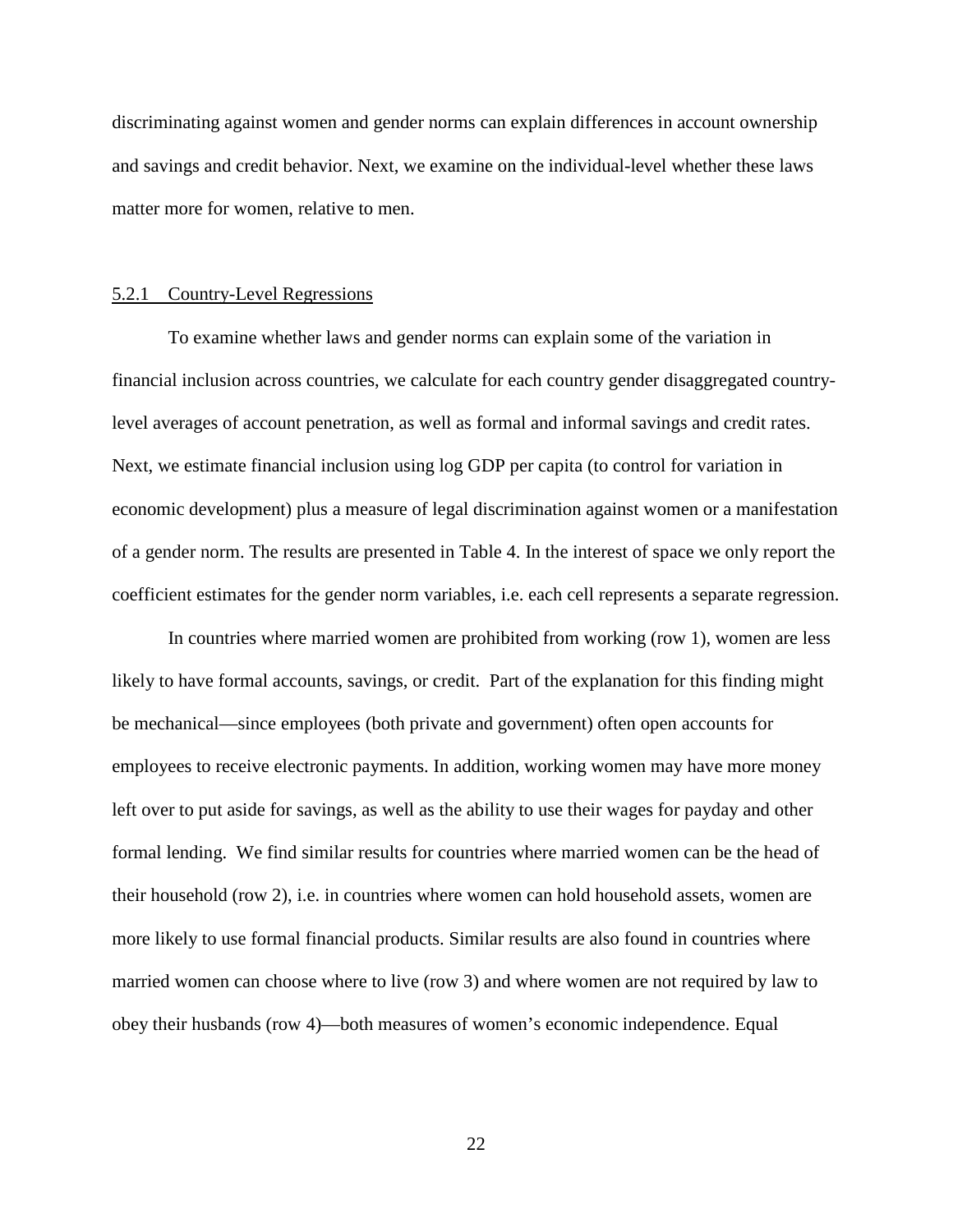discriminating against women and gender norms can explain differences in account ownership and savings and credit behavior. Next, we examine on the individual-level whether these laws matter more for women, relative to men.

#### 5.2.1 Country-Level Regressions

To examine whether laws and gender norms can explain some of the variation in financial inclusion across countries, we calculate for each country gender disaggregated country-level averages of account penetration, as well as formal and informal savings and credit rates. Next, we estimate financial inclusion using log GDP per capita (to control for variation in economic development) plus a measure of legal discrimination against women or a manifestation of a gender norm. The results are presented in Table 4. In the interest of space we only report the coefficient estimates for the gender norm variables, i.e. each cell represents a separate regression.

In countries where married women are prohibited from working (row 1), women are less likely to have formal accounts, savings, or credit. Part of the explanation for this finding might be mechanical—since employees (both private and government) often open accounts for employees to receive electronic payments. In addition, working women may have more money left over to put aside for savings, as well as the ability to use their wages for payday and other formal lending. We find similar results for countries where married women can be the head of their household (row 2), i.e. in countries where women can hold household assets, women are more likely to use formal financial products. Similar results are also found in countries where married women can choose where to live (row 3) and where women are not required by law to obey their husbands (row 4)—both measures of women's economic independence. Equal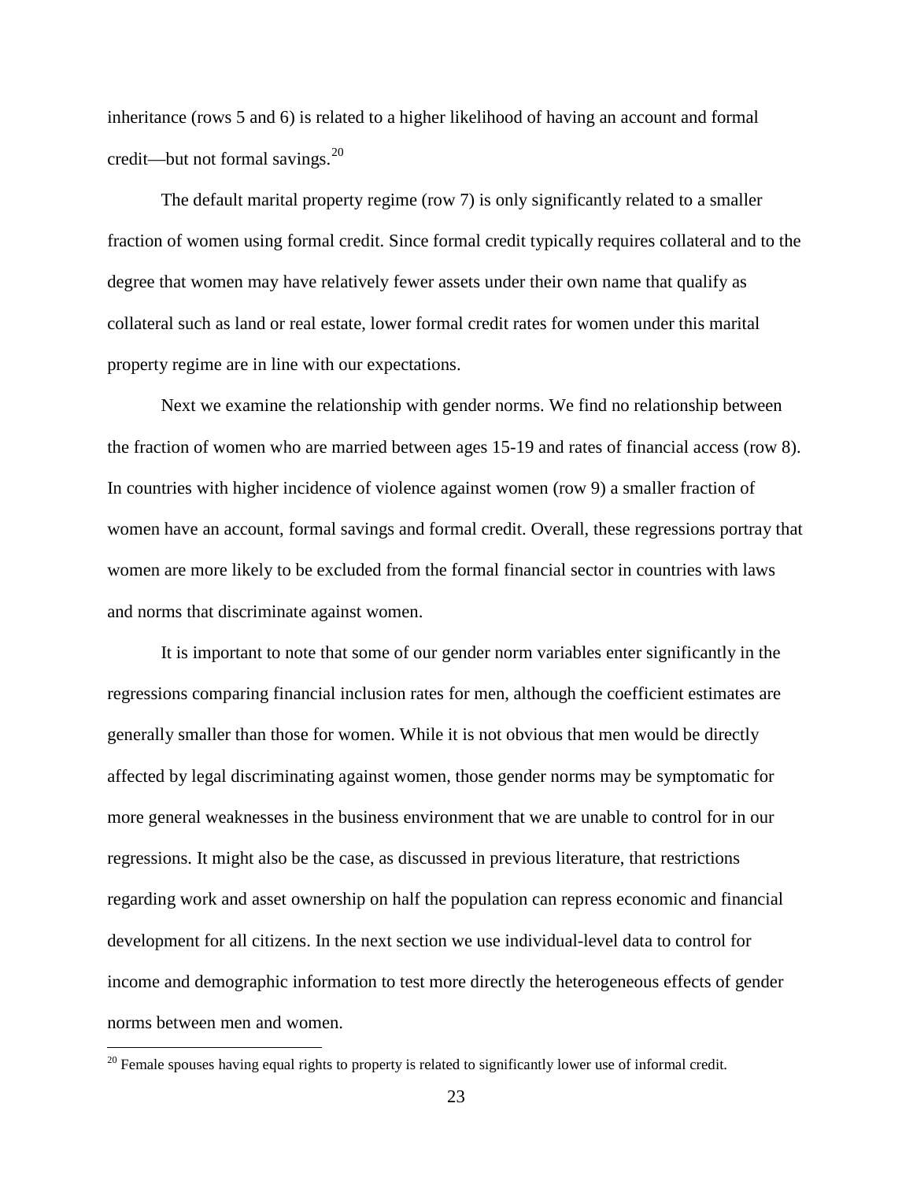inheritance (rows 5 and 6) is related to a higher likelihood of having an account and formal credit—but not formal savings.[20]

The default marital property regime (row 7) is only significantly related to a smaller fraction of women using formal credit. Since formal credit typically requires collateral and to the degree that women may have relatively fewer assets under their own name that qualify as collateral such as land or real estate, lower formal credit rates for women under this marital property regime are in line with our expectations.

Next we examine the relationship with gender norms. We find no relationship between the fraction of women who are married between ages 15-19 and rates of financial access (row 8). In countries with higher incidence of violence against women (row 9) a smaller fraction of women have an account, formal savings and formal credit. Overall, these regressions portray that women are more likely to be excluded from the formal financial sector in countries with laws and norms that discriminate against women.

It is important to note that some of our gender norm variables enter significantly in the regressions comparing financial inclusion rates for men, although the coefficient estimates are generally smaller than those for women. While it is not obvious that men would be directly affected by legal discriminating against women, those gender norms may be symptomatic for more general weaknesses in the business environment that we are unable to control for in our regressions. It might also be the case, as discussed in previous literature, that restrictions regarding work and asset ownership on half the population can repress economic and financial development for all citizens. In the next section we use individual-level data to control for income and demographic information to test more directly the heterogeneous effects of gender norms between men and women.

[20] Female spouses having equal rights to property is related to significantly lower use of informal credit.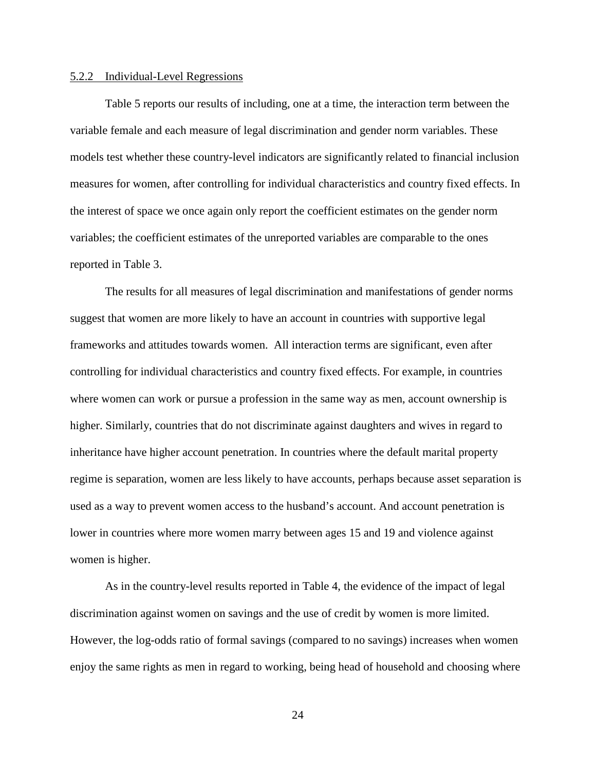#### 5.2.2 Individual-Level Regressions

Table 5 reports our results of including, one at a time, the interaction term between the variable female and each measure of legal discrimination and gender norm variables. These models test whether these country-level indicators are significantly related to financial inclusion measures for women, after controlling for individual characteristics and country fixed effects. In the interest of space we once again only report the coefficient estimates on the gender norm variables; the coefficient estimates of the unreported variables are comparable to the ones reported in Table 3.

The results for all measures of legal discrimination and manifestations of gender norms suggest that women are more likely to have an account in countries with supportive legal frameworks and attitudes towards women. All interaction terms are significant, even after controlling for individual characteristics and country fixed effects. For example, in countries where women can work or pursue a profession in the same way as men, account ownership is higher. Similarly, countries that do not discriminate against daughters and wives in regard to inheritance have higher account penetration. In countries where the default marital property regime is separation, women are less likely to have accounts, perhaps because asset separation is used as a way to prevent women access to the husband's account. And account penetration is lower in countries where more women marry between ages 15 and 19 and violence against women is higher.

As in the country-level results reported in Table 4, the evidence of the impact of legal discrimination against women on savings and the use of credit by women is more limited. However, the log-odds ratio of formal savings (compared to no savings) increases when women enjoy the same rights as men in regard to working, being head of household and choosing where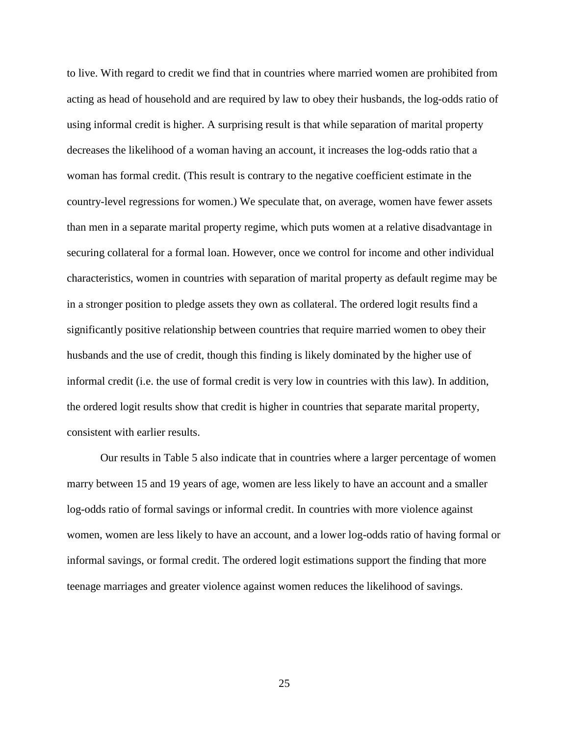to live. With regard to credit we find that in countries where married women are prohibited from acting as head of household and are required by law to obey their husbands, the log-odds ratio of using informal credit is higher. A surprising result is that while separation of marital property decreases the likelihood of a woman having an account, it increases the log-odds ratio that a woman has formal credit. (This result is contrary to the negative coefficient estimate in the country-level regressions for women.) We speculate that, on average, women have fewer assets than men in a separate marital property regime, which puts women at a relative disadvantage in securing collateral for a formal loan. However, once we control for income and other individual characteristics, women in countries with separation of marital property as default regime may be in a stronger position to pledge assets they own as collateral. The ordered logit results find a significantly positive relationship between countries that require married women to obey their husbands and the use of credit, though this finding is likely dominated by the higher use of informal credit (i.e. the use of formal credit is very low in countries with this law). In addition, the ordered logit results show that credit is higher in countries that separate marital property, consistent with earlier results.

Our results in Table 5 also indicate that in countries where a larger percentage of women marry between 15 and 19 years of age, women are less likely to have an account and a smaller log-odds ratio of formal savings or informal credit. In countries with more violence against women, women are less likely to have an account, and a lower log-odds ratio of having formal or informal savings, or formal credit. The ordered logit estimations support the finding that more teenage marriages and greater violence against women reduces the likelihood of savings.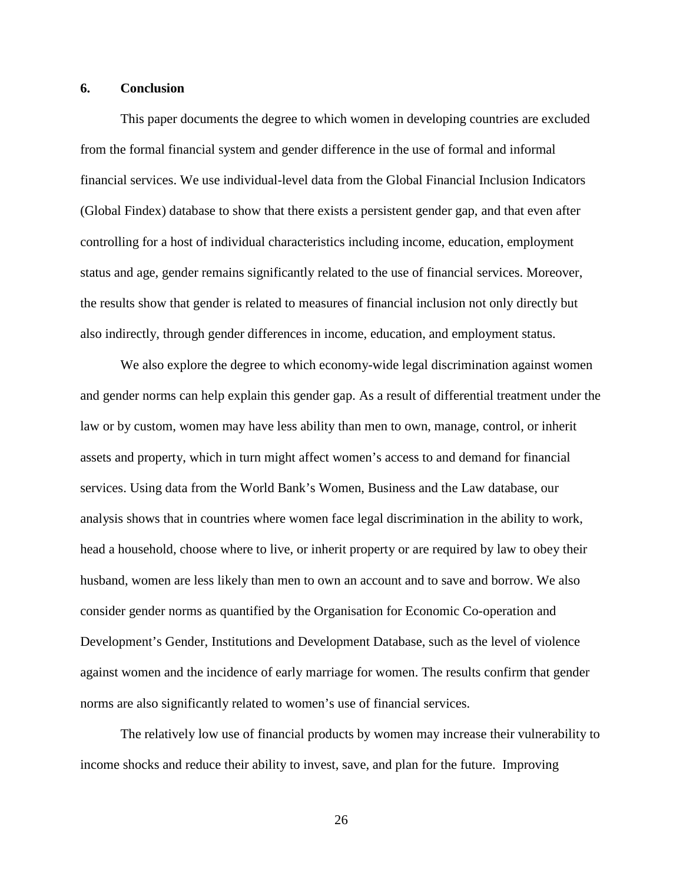## 6. Conclusion

This paper documents the degree to which women in developing countries are excluded from the formal financial system and gender difference in the use of formal and informal financial services. We use individual-level data from the Global Financial Inclusion Indicators (Global Findex) database to show that there exists a persistent gender gap, and that even after controlling for a host of individual characteristics including income, education, employment status and age, gender remains significantly related to the use of financial services. Moreover, the results show that gender is related to measures of financial inclusion not only directly but also indirectly, through gender differences in income, education, and employment status.

We also explore the degree to which economy-wide legal discrimination against women and gender norms can help explain this gender gap. As a result of differential treatment under the law or by custom, women may have less ability than men to own, manage, control, or inherit assets and property, which in turn might affect women's access to and demand for financial services. Using data from the World Bank's Women, Business and the Law database, our analysis shows that in countries where women face legal discrimination in the ability to work, head a household, choose where to live, or inherit property or are required by law to obey their husband, women are less likely than men to own an account and to save and borrow. We also consider gender norms as quantified by the Organisation for Economic Co-operation and Development's Gender, Institutions and Development Database, such as the level of violence against women and the incidence of early marriage for women. The results confirm that gender norms are also significantly related to women's use of financial services.

The relatively low use of financial products by women may increase their vulnerability to income shocks and reduce their ability to invest, save, and plan for the future. Improving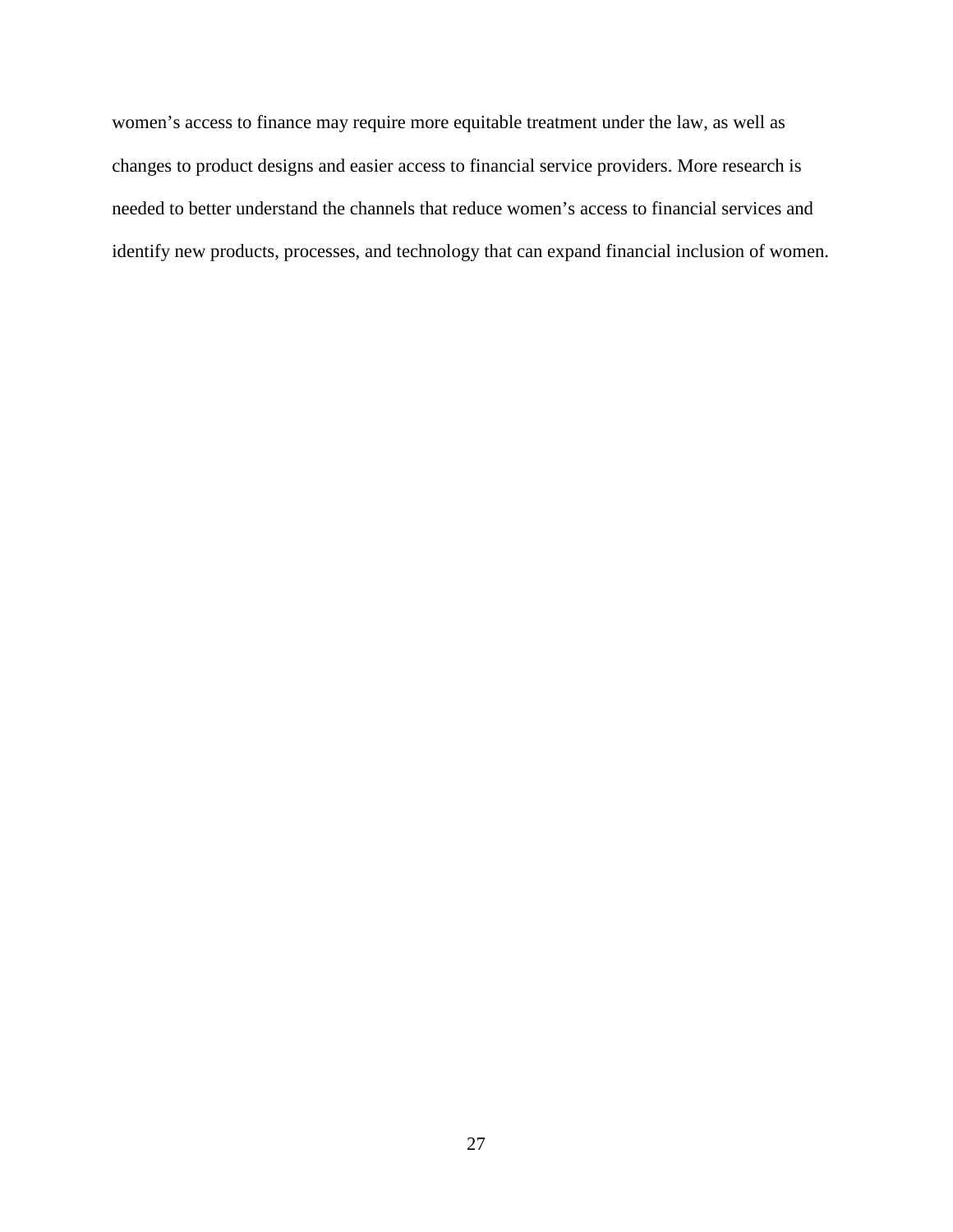women's access to finance may require more equitable treatment under the law, as well as changes to product designs and easier access to financial service providers. More research is needed to better understand the channels that reduce women's access to financial services and identify new products, processes, and technology that can expand financial inclusion of women.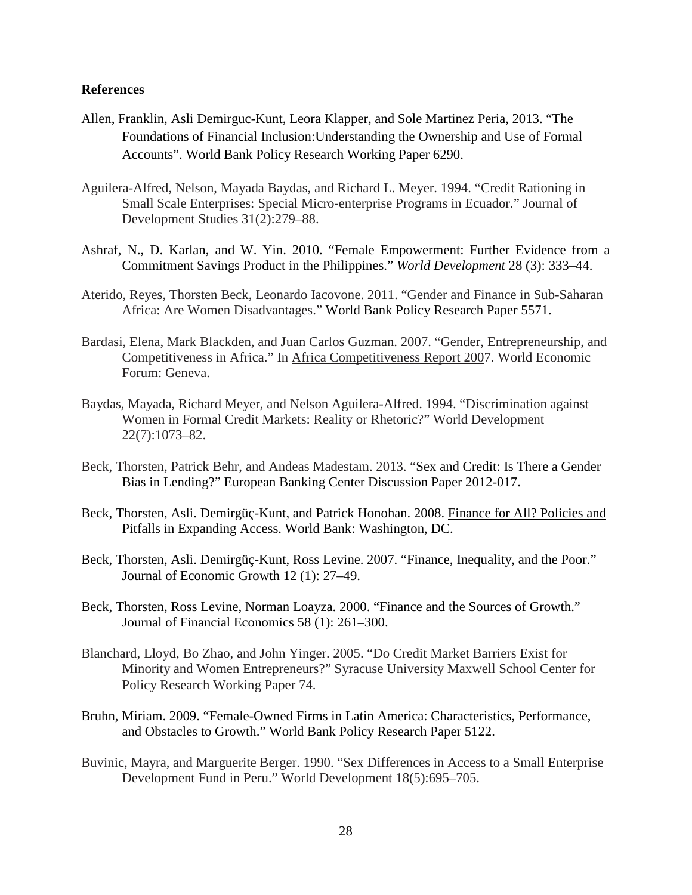**References**

Allen, Franklin, Asli Demirguc-Kunt, Leora Klapper, and Sole Martinez Peria, 2013. "The Foundations of Financial Inclusion:Understanding the Ownership and Use of Formal Accounts". World Bank Policy Research Working Paper 6290.

Aguilera-Alfred, Nelson, Mayada Baydas, and Richard L. Meyer. 1994. "Credit Rationing in Small Scale Enterprises: Special Micro-enterprise Programs in Ecuador." Journal of Development Studies 31(2):279–88.

Ashraf, N., D. Karlan, and W. Yin. 2010. "Female Empowerment: Further Evidence from a Commitment Savings Product in the Philippines." *World Development* 28 (3): 333–44.

Aterido, Reyes, Thorsten Beck, Leonardo Iacovone. 2011. "Gender and Finance in Sub-Saharan Africa: Are Women Disadvantages." World Bank Policy Research Paper 5571.

Bardasi, Elena, Mark Blackden, and Juan Carlos Guzman. 2007. "Gender, Entrepreneurship, and Competitiveness in Africa." In Africa Competitiveness Report 2007. World Economic Forum: Geneva.

Baydas, Mayada, Richard Meyer, and Nelson Aguilera-Alfred. 1994. "Discrimination against Women in Formal Credit Markets: Reality or Rhetoric?" World Development 22(7):1073–82.

Beck, Thorsten, Patrick Behr, and Andeas Madestam. 2013. "Sex and Credit: Is There a Gender Bias in Lending?" European Banking Center Discussion Paper 2012-017.

Beck, Thorsten, Asli. Demirgüç-Kunt, and Patrick Honohan. 2008. Finance for All? Policies and Pitfalls in Expanding Access. World Bank: Washington, DC.

Beck, Thorsten, Asli. Demirgüç-Kunt, Ross Levine. 2007. "Finance, Inequality, and the Poor." Journal of Economic Growth 12 (1): 27–49.

Beck, Thorsten, Ross Levine, Norman Loayza. 2000. "Finance and the Sources of Growth." Journal of Financial Economics 58 (1): 261–300.

Blanchard, Lloyd, Bo Zhao, and John Yinger. 2005. "Do Credit Market Barriers Exist for Minority and Women Entrepreneurs?" Syracuse University Maxwell School Center for Policy Research Working Paper 74.

Bruhn, Miriam. 2009. "Female-Owned Firms in Latin America: Characteristics, Performance, and Obstacles to Growth." World Bank Policy Research Paper 5122.

Buvinic, Mayra, and Marguerite Berger. 1990. "Sex Differences in Access to a Small Enterprise Development Fund in Peru." World Development 18(5):695–705.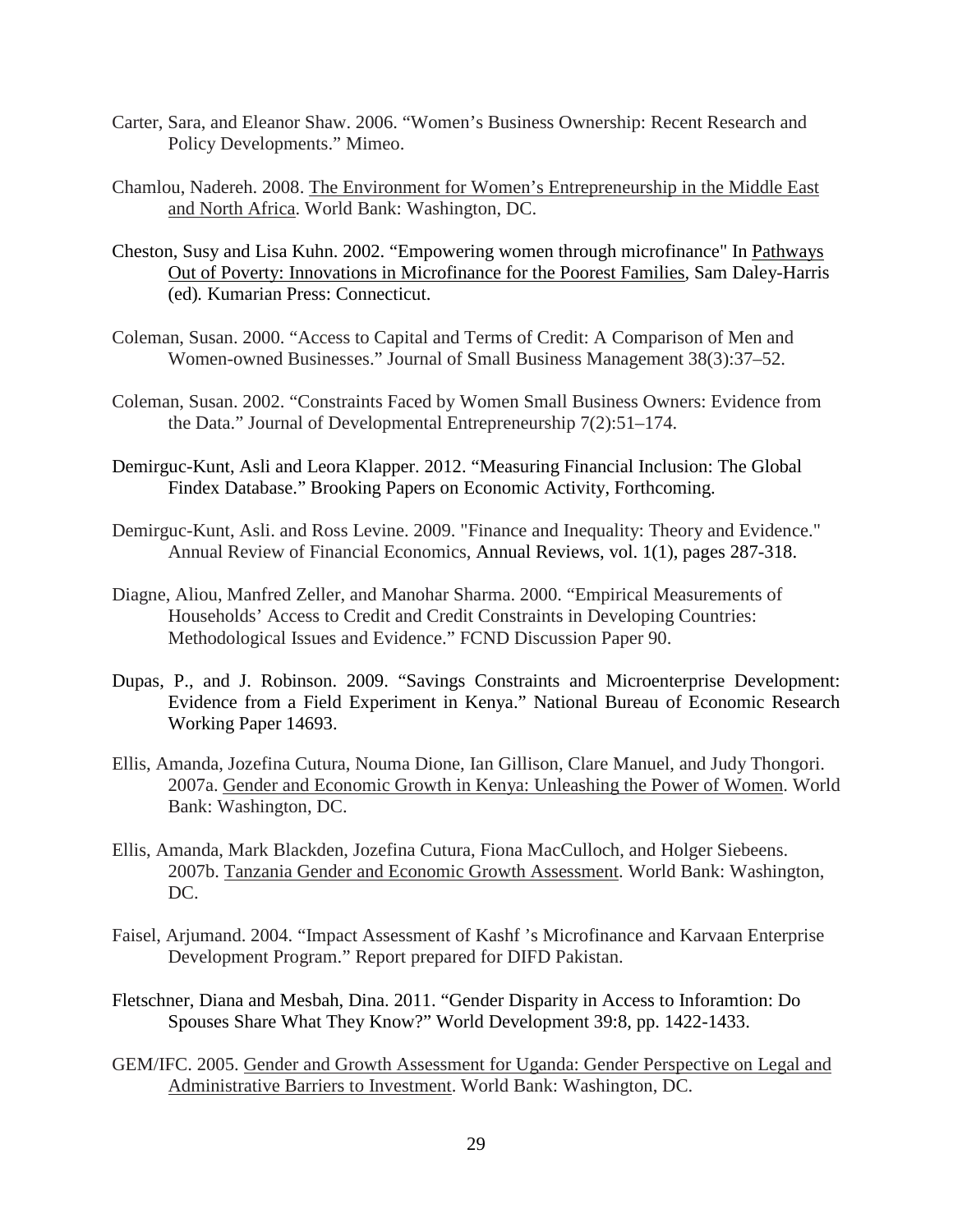Carter, Sara, and Eleanor Shaw. 2006. "Women's Business Ownership: Recent Research and Policy Developments." Mimeo.

Chamlou, Nadereh. 2008. The Environment for Women's Entrepreneurship in the Middle East and North Africa. World Bank: Washington, DC.

Cheston, Susy and Lisa Kuhn. 2002. "Empowering women through microfinance" In Pathways Out of Poverty: Innovations in Microfinance for the Poorest Families, Sam Daley-Harris (ed). Kumarian Press: Connecticut.

Coleman, Susan. 2000. "Access to Capital and Terms of Credit: A Comparison of Men and Women-owned Businesses." Journal of Small Business Management 38(3):37–52.

Coleman, Susan. 2002. "Constraints Faced by Women Small Business Owners: Evidence from the Data." Journal of Developmental Entrepreneurship 7(2):51–174.

Demirguc-Kunt, Asli and Leora Klapper. 2012. "Measuring Financial Inclusion: The Global Findex Database." Brooking Papers on Economic Activity, Forthcoming.

Demirguc-Kunt, Asli. and Ross Levine. 2009. "Finance and Inequality: Theory and Evidence." Annual Review of Financial Economics, Annual Reviews, vol. 1(1), pages 287-318.

Diagne, Aliou, Manfred Zeller, and Manohar Sharma. 2000. "Empirical Measurements of Households' Access to Credit and Credit Constraints in Developing Countries: Methodological Issues and Evidence." FCND Discussion Paper 90.

Dupas, P., and J. Robinson. 2009. "Savings Constraints and Microenterprise Development: Evidence from a Field Experiment in Kenya." National Bureau of Economic Research Working Paper 14693.

Ellis, Amanda, Jozefina Cutura, Nouma Dione, Ian Gillison, Clare Manuel, and Judy Thongori. 2007a. Gender and Economic Growth in Kenya: Unleashing the Power of Women. World Bank: Washington, DC.

Ellis, Amanda, Mark Blackden, Jozefina Cutura, Fiona MacCulloch, and Holger Siebeens. 2007b. Tanzania Gender and Economic Growth Assessment. World Bank: Washington, DC.

Faisel, Arjumand. 2004. "Impact Assessment of Kashf 's Microfinance and Karvaan Enterprise Development Program." Report prepared for DIFD Pakistan.

Fletschner, Diana and Mesbah, Dina. 2011. "Gender Disparity in Access to Inforamtion: Do Spouses Share What They Know?" World Development 39:8, pp. 1422-1433.

GEM/IFC. 2005. Gender and Growth Assessment for Uganda: Gender Perspective on Legal and Administrative Barriers to Investment. World Bank: Washington, DC.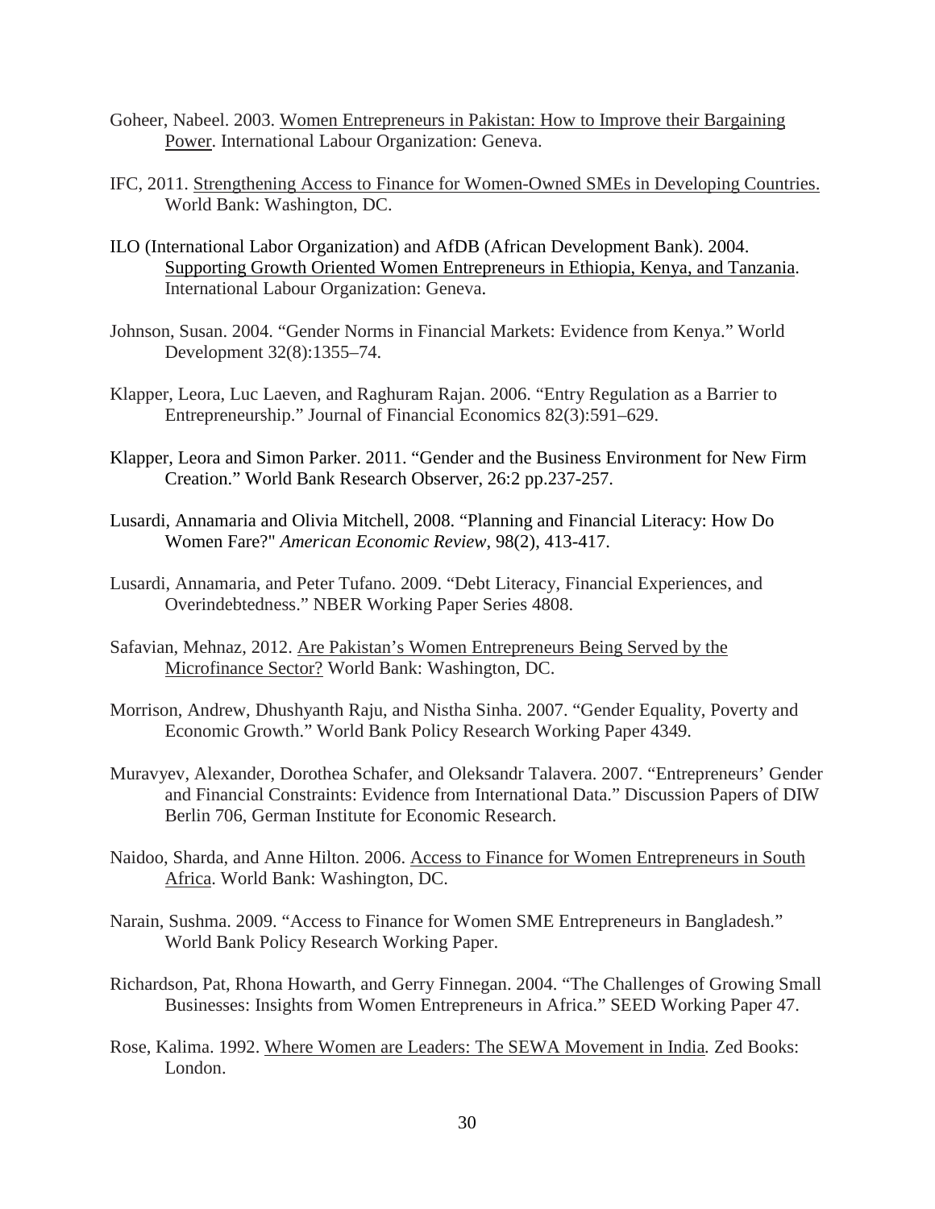Goheer, Nabeel. 2003. Women Entrepreneurs in Pakistan: How to Improve their Bargaining Power. International Labour Organization: Geneva.

IFC, 2011. Strengthening Access to Finance for Women-Owned SMEs in Developing Countries. World Bank: Washington, DC.

ILO (International Labor Organization) and AfDB (African Development Bank). 2004. Supporting Growth Oriented Women Entrepreneurs in Ethiopia, Kenya, and Tanzania. International Labour Organization: Geneva.

Johnson, Susan. 2004. "Gender Norms in Financial Markets: Evidence from Kenya." World Development 32(8):1355–74.

Klapper, Leora, Luc Laeven, and Raghuram Rajan. 2006. "Entry Regulation as a Barrier to Entrepreneurship." Journal of Financial Economics 82(3):591–629.

Klapper, Leora and Simon Parker. 2011. "Gender and the Business Environment for New Firm Creation." World Bank Research Observer, 26:2 pp.237-257.

Lusardi, Annamaria and Olivia Mitchell, 2008. "Planning and Financial Literacy: How Do Women Fare?" *American Economic Review*, 98(2), 413-417.

Lusardi, Annamaria, and Peter Tufano. 2009. "Debt Literacy, Financial Experiences, and Overindebtedness." NBER Working Paper Series 4808.

Safavian, Mehnaz, 2012. Are Pakistan's Women Entrepreneurs Being Served by the Microfinance Sector? World Bank: Washington, DC.

Morrison, Andrew, Dhushyanth Raju, and Nistha Sinha. 2007. "Gender Equality, Poverty and Economic Growth." World Bank Policy Research Working Paper 4349.

Muravyev, Alexander, Dorothea Schafer, and Oleksandr Talavera. 2007. "Entrepreneurs' Gender and Financial Constraints: Evidence from International Data." Discussion Papers of DIW Berlin 706, German Institute for Economic Research.

Naidoo, Sharda, and Anne Hilton. 2006. Access to Finance for Women Entrepreneurs in South Africa. World Bank: Washington, DC.

Narain, Sushma. 2009. "Access to Finance for Women SME Entrepreneurs in Bangladesh." World Bank Policy Research Working Paper.

Richardson, Pat, Rhona Howarth, and Gerry Finnegan. 2004. "The Challenges of Growing Small Businesses: Insights from Women Entrepreneurs in Africa." SEED Working Paper 47.

Rose, Kalima. 1992. Where Women are Leaders: The SEWA Movement in India. Zed Books: London.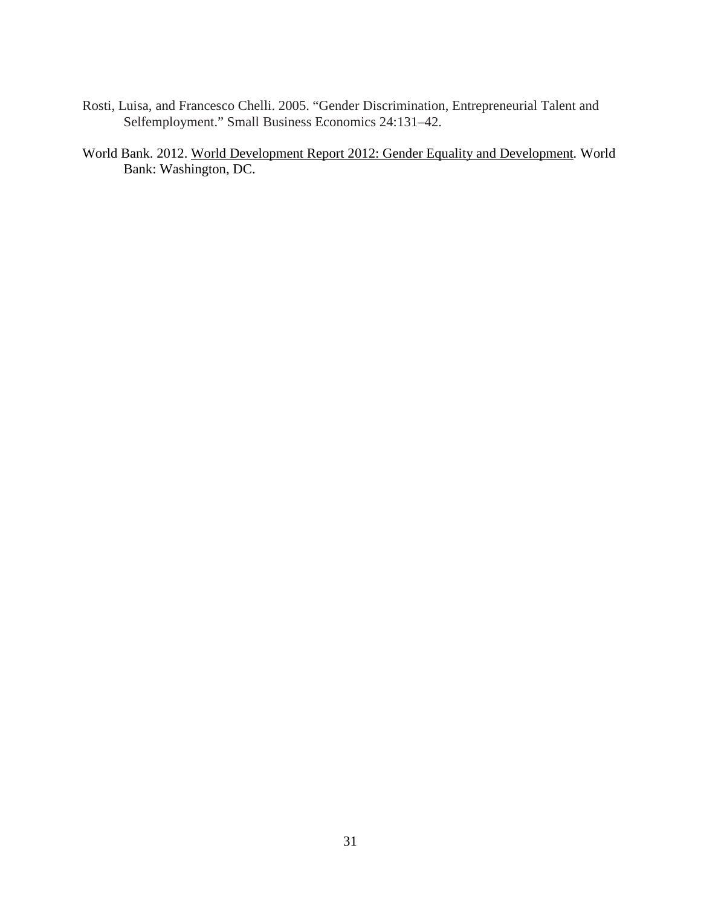Rosti, Luisa, and Francesco Chelli. 2005. "Gender Discrimination, Entrepreneurial Talent and Selfemployment." Small Business Economics 24:131–42.

World Bank. 2012. World Development Report 2012: Gender Equality and Development. World Bank: Washington, DC.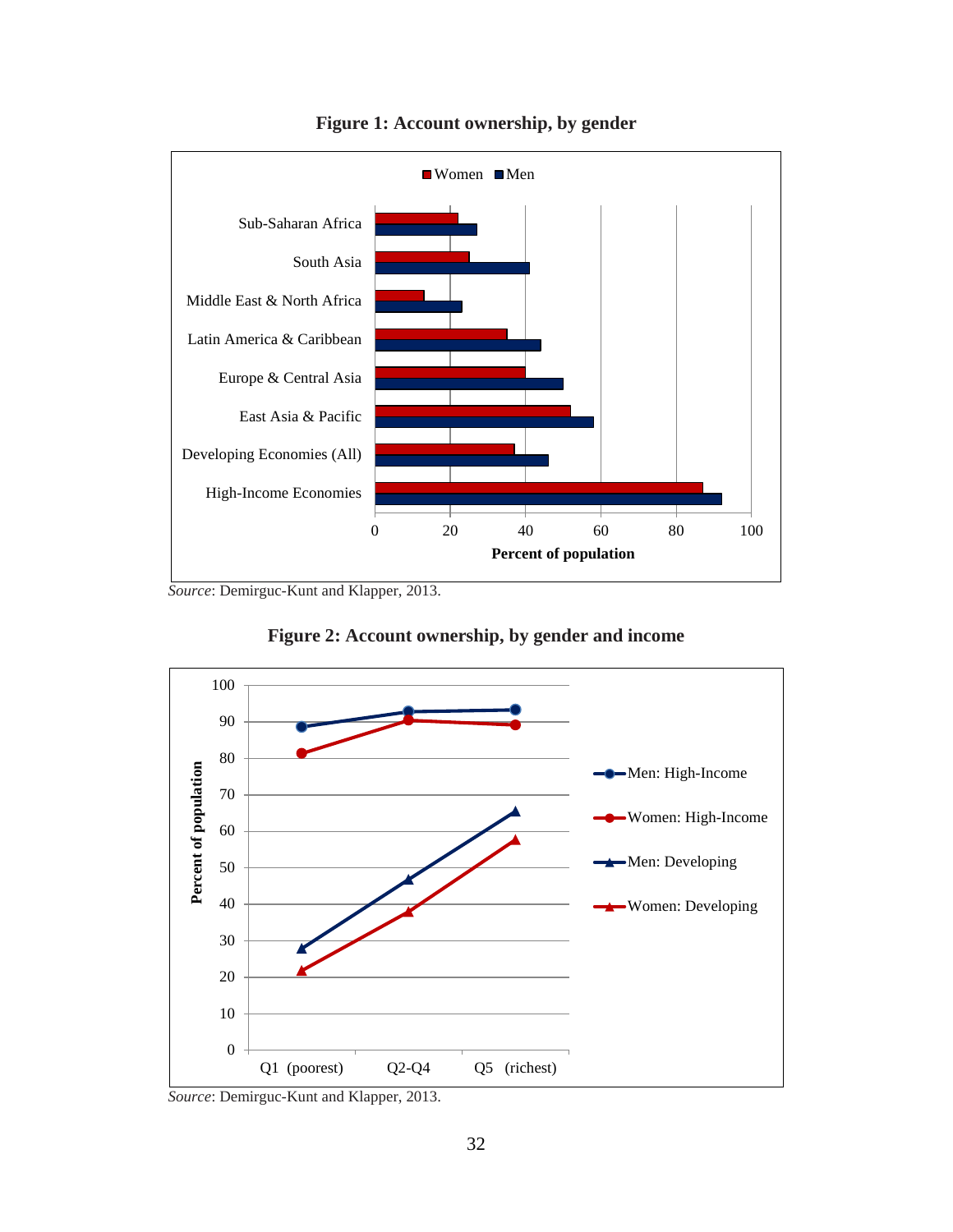**Figure 1: Account ownership, by gender**

*Source*: Demirguc-Kunt and Klapper, 2013.

**Figure 2: Account ownership, by gender and income**

*Source*: Demirguc-Kunt and Klapper, 2013.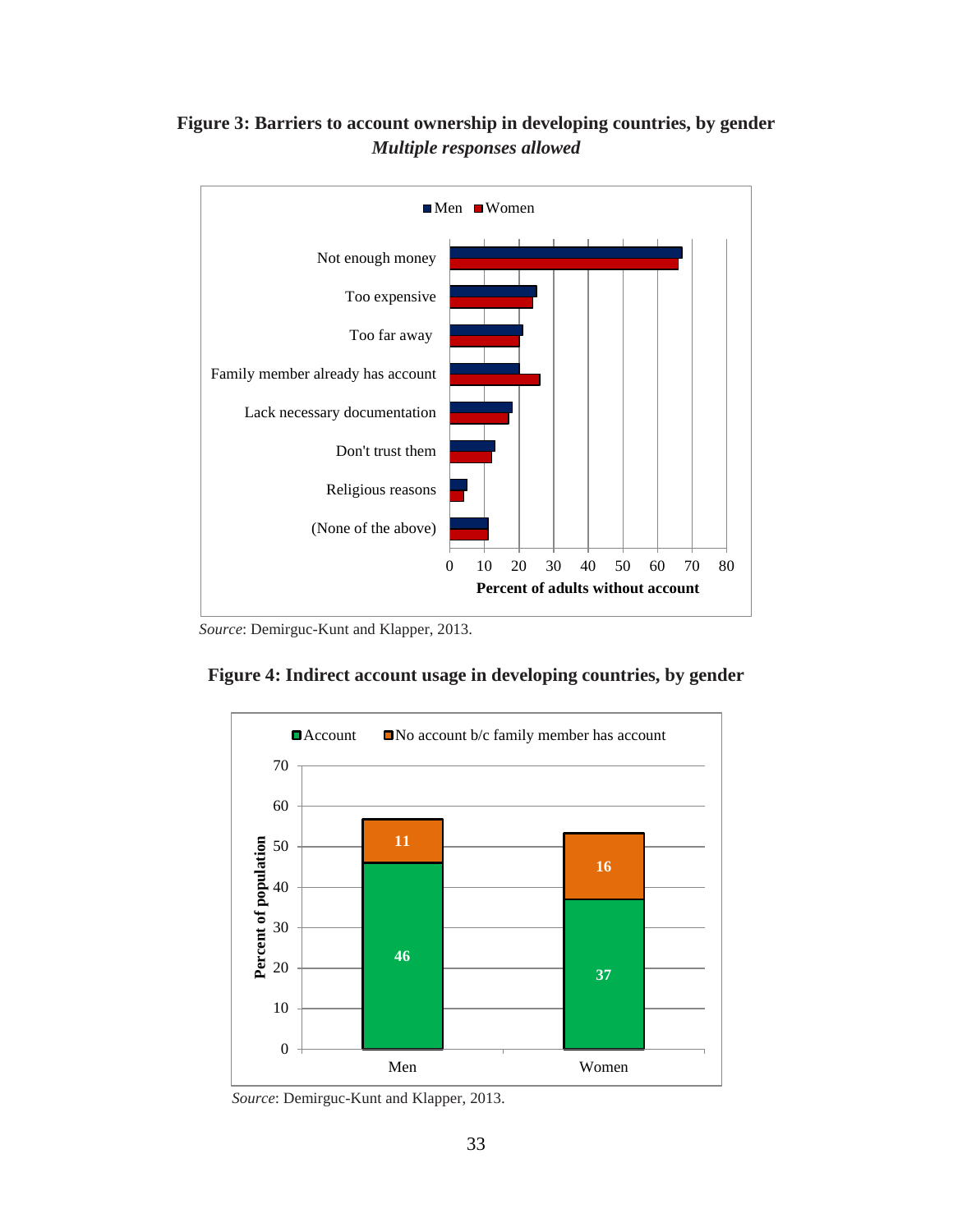**Figure 3: Barriers to account ownership in developing countries, by gender**
***Multiple responses allowed***

*Source*: Demirguc-Kunt and Klapper, 2013.

**Figure 4: Indirect account usage in developing countries, by gender**

*Source*: Demirguc-Kunt and Klapper, 2013.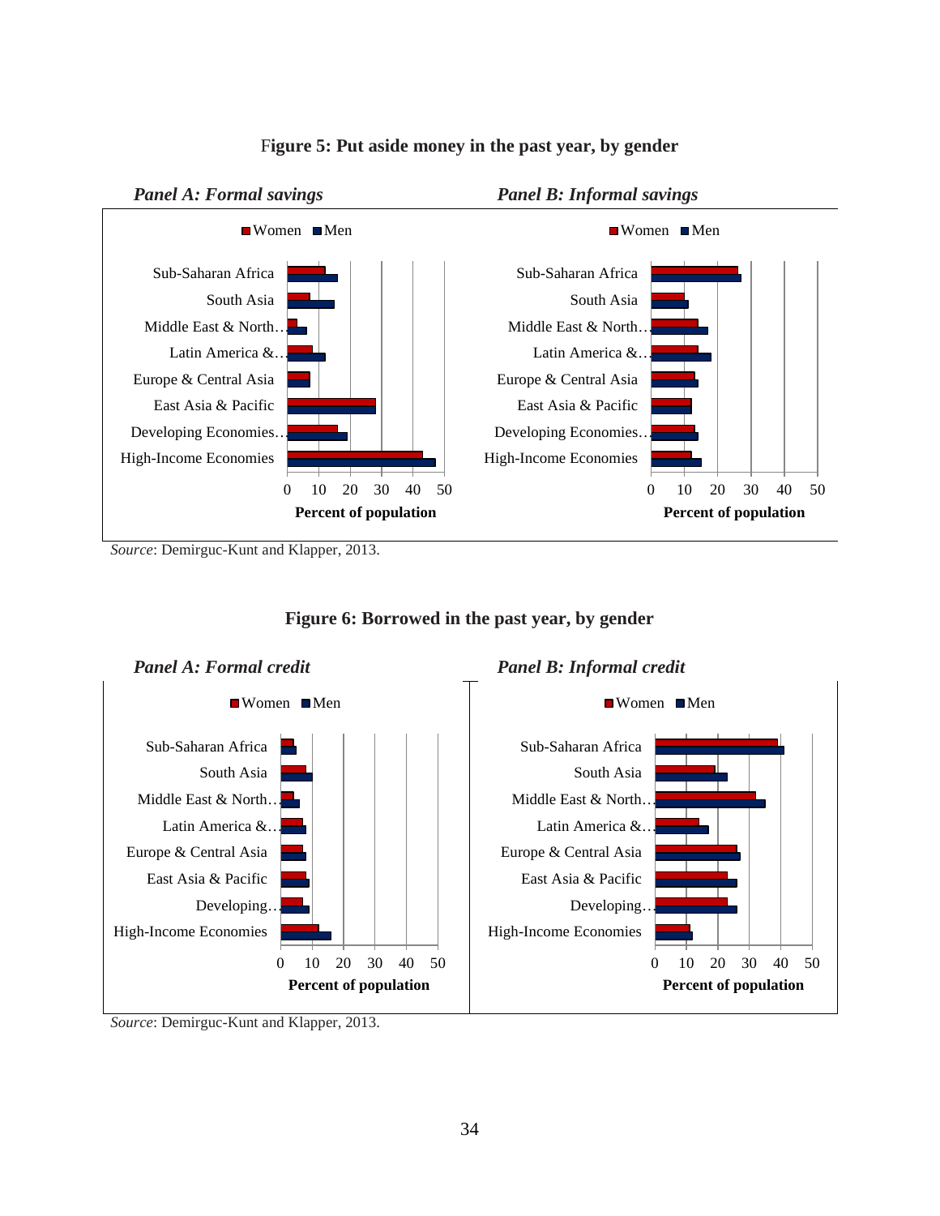**Figure 5: Put aside money in the past year, by gender**

***Panel A: Formal savings***

***Panel B: Informal savings***

*Source*: Demirguc-Kunt and Klapper, 2013.

**Figure 6: Borrowed in the past year, by gender**

***Panel A: Formal credit***

***Panel B: Informal credit***

*Source*: Demirguc-Kunt and Klapper, 2013.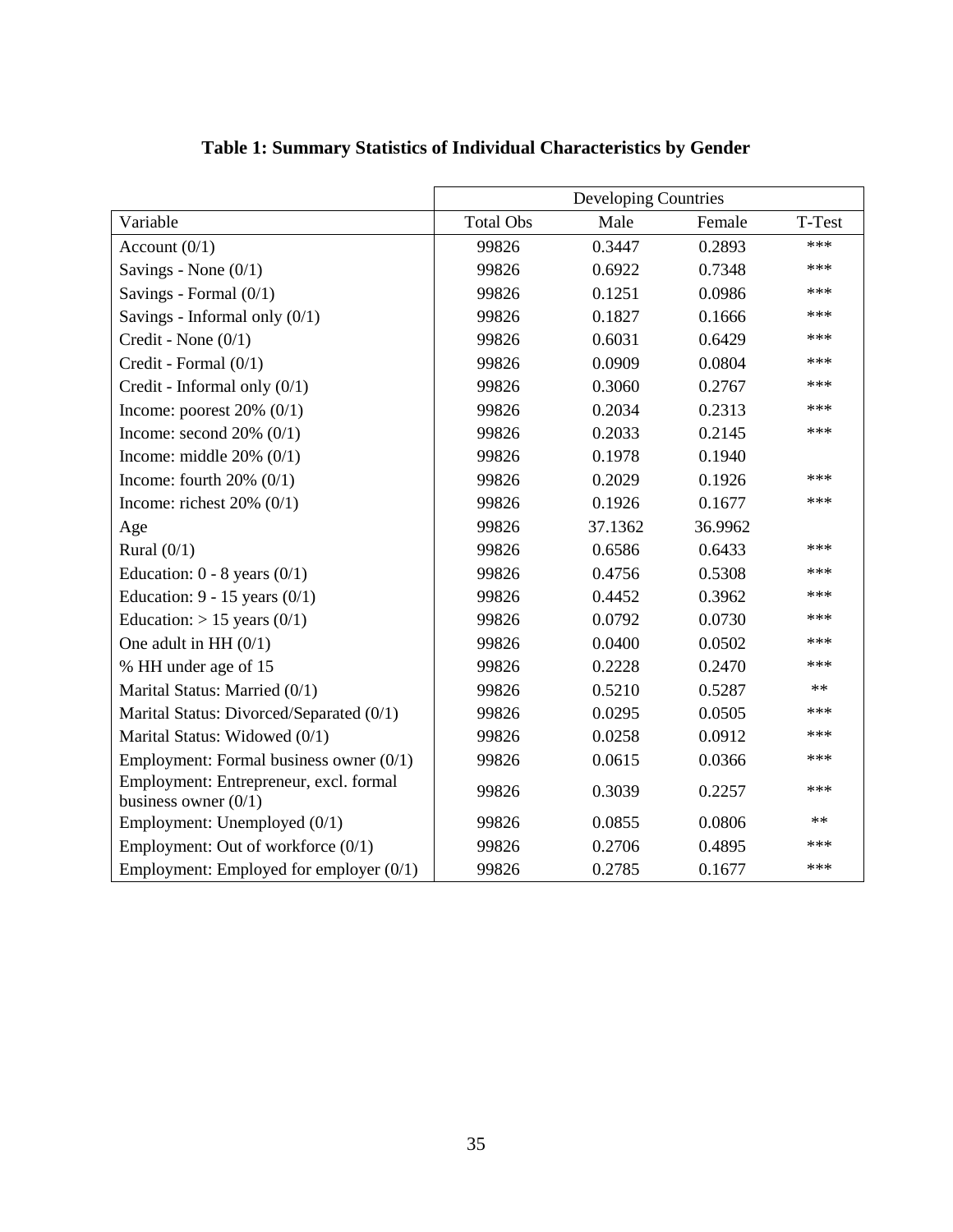**Table 1: Summary Statistics of Individual Characteristics by Gender**

| | Developing Countries | | | |
|---|---|---|---|---|
| Variable | Total Obs | Male | Female | T-Test |
| Account (0/1) | 99826 | 0.3447 | 0.2893 | *** |
| Savings - None (0/1) | 99826 | 0.6922 | 0.7348 | *** |
| Savings - Formal (0/1) | 99826 | 0.1251 | 0.0986 | *** |
| Savings - Informal only (0/1) | 99826 | 0.1827 | 0.1666 | *** |
| Credit - None (0/1) | 99826 | 0.6031 | 0.6429 | *** |
| Credit - Formal (0/1) | 99826 | 0.0909 | 0.0804 | *** |
| Credit - Informal only (0/1) | 99826 | 0.3060 | 0.2767 | *** |
| Income: poorest 20% (0/1) | 99826 | 0.2034 | 0.2313 | *** |
| Income: second 20% (0/1) | 99826 | 0.2033 | 0.2145 | *** |
| Income: middle 20% (0/1) | 99826 | 0.1978 | 0.1940 | |
| Income: fourth 20% (0/1) | 99826 | 0.2029 | 0.1926 | *** |
| Income: richest 20% (0/1) | 99826 | 0.1926 | 0.1677 | *** |
| Age | 99826 | 37.1362 | 36.9962 | |
| Rural (0/1) | 99826 | 0.6586 | 0.6433 | *** |
| Education: 0 - 8 years (0/1) | 99826 | 0.4756 | 0.5308 | *** |
| Education: 9 - 15 years (0/1) | 99826 | 0.4452 | 0.3962 | *** |
| Education: > 15 years (0/1) | 99826 | 0.0792 | 0.0730 | *** |
| One adult in HH (0/1) | 99826 | 0.0400 | 0.0502 | *** |
| % HH under age of 15 | 99826 | 0.2228 | 0.2470 | *** |
| Marital Status: Married (0/1) | 99826 | 0.5210 | 0.5287 | ** |
| Marital Status: Divorced/Separated (0/1) | 99826 | 0.0295 | 0.0505 | *** |
| Marital Status: Widowed (0/1) | 99826 | 0.0258 | 0.0912 | *** |
| Employment: Formal business owner (0/1) | 99826 | 0.0615 | 0.0366 | *** |
| Employment: Entrepreneur, excl. formal business owner (0/1) | 99826 | 0.3039 | 0.2257 | *** |
| Employment: Unemployed (0/1) | 99826 | 0.0855 | 0.0806 | ** |
| Employment: Out of workforce (0/1) | 99826 | 0.2706 | 0.4895 | *** |
| Employment: Employed for employer (0/1) | 99826 | 0.2785 | 0.1677 | *** |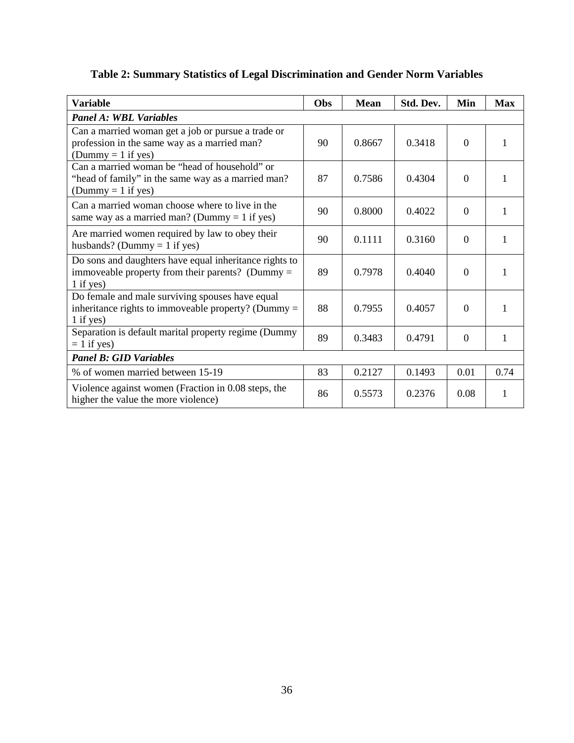**Table 2: Summary Statistics of Legal Discrimination and Gender Norm Variables**

| Variable | Obs | Mean | Std. Dev. | Min | Max |
| --- | --- | --- | --- | --- | --- |
| ***Panel A: WBL Variables*** | | | | | |
| Can a married woman get a job or pursue a trade or profession in the same way as a married man? (Dummy = 1 if yes) | 90 | 0.8667 | 0.3418 | 0 | 1 |
| Can a married woman be "head of household" or "head of family" in the same way as a married man? (Dummy = 1 if yes) | 87 | 0.7586 | 0.4304 | 0 | 1 |
| Can a married woman choose where to live in the same way as a married man? (Dummy = 1 if yes) | 90 | 0.8000 | 0.4022 | 0 | 1 |
| Are married women required by law to obey their husbands? (Dummy = 1 if yes) | 90 | 0.1111 | 0.3160 | 0 | 1 |
| Do sons and daughters have equal inheritance rights to immoveable property from their parents? (Dummy = 1 if yes) | 89 | 0.7978 | 0.4040 | 0 | 1 |
| Do female and male surviving spouses have equal inheritance rights to immoveable property? (Dummy = 1 if yes) | 88 | 0.7955 | 0.4057 | 0 | 1 |
| Separation is default marital property regime (Dummy = 1 if yes) | 89 | 0.3483 | 0.4791 | 0 | 1 |
| ***Panel B: GID Variables*** | | | | | |
| % of women married between 15-19 | 83 | 0.2127 | 0.1493 | 0.01 | 0.74 |
| Violence against women (Fraction in 0.08 steps, the higher the value the more violence) | 86 | 0.5573 | 0.2376 | 0.08 | 1 |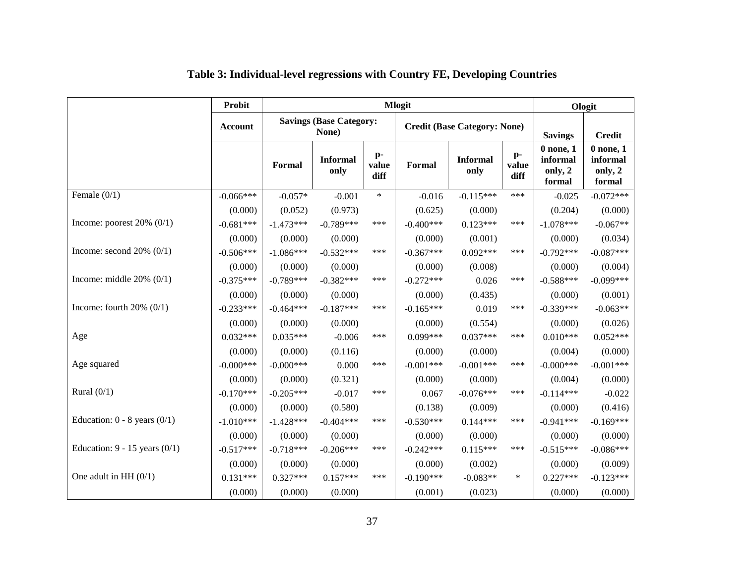# Table 3: Individual-level regressions with Country FE, Developing Countries

| | Probit | Mlogit | | | | | | Ologit | |
|---|---|---|---|---|---|---|---|---|---|
| | Account | Savings (Base Category: None) | | | Credit (Base Category: None) | | | Savings | Credit |
| | | Formal | Informal only | p-value diff | Formal | Informal only | p-value diff | 0 none, 1 informal only, 2 formal | 0 none, 1 informal only, 2 formal |
| Female (0/1) | -0.066*** | -0.057* | -0.001 | * | -0.016 | -0.115*** | *** | -0.025 | -0.072*** |
| | (0.000) | (0.052) | (0.973) | | (0.625) | (0.000) | | (0.204) | (0.000) |
| Income: poorest 20% (0/1) | -0.681*** | -1.473*** | -0.789*** | *** | -0.400*** | 0.123*** | *** | -1.078*** | -0.067** |
| | (0.000) | (0.000) | (0.000) | | (0.000) | (0.001) | | (0.000) | (0.034) |
| Income: second 20% (0/1) | -0.506*** | -1.086*** | -0.532*** | *** | -0.367*** | 0.092*** | *** | -0.792*** | -0.087*** |
| | (0.000) | (0.000) | (0.000) | | (0.000) | (0.008) | | (0.000) | (0.004) |
| Income: middle 20% (0/1) | -0.375*** | -0.789*** | -0.382*** | *** | -0.272*** | 0.026 | *** | -0.588*** | -0.099*** |
| | (0.000) | (0.000) | (0.000) | | (0.000) | (0.435) | | (0.000) | (0.001) |
| Income: fourth 20% (0/1) | -0.233*** | -0.464*** | -0.187*** | *** | -0.165*** | 0.019 | *** | -0.339*** | -0.063** |
| | (0.000) | (0.000) | (0.000) | | (0.000) | (0.554) | | (0.000) | (0.026) |
| Age | 0.032*** | 0.035*** | -0.006 | *** | 0.099*** | 0.037*** | *** | 0.010*** | 0.052*** |
| | (0.000) | (0.000) | (0.116) | | (0.000) | (0.000) | | (0.004) | (0.000) |
| Age squared | -0.000*** | -0.000*** | 0.000 | *** | -0.001*** | -0.001*** | *** | -0.000*** | -0.001*** |
| | (0.000) | (0.000) | (0.321) | | (0.000) | (0.000) | | (0.004) | (0.000) |
| Rural (0/1) | -0.170*** | -0.205*** | -0.017 | *** | 0.067 | -0.076*** | *** | -0.114*** | -0.022 |
| | (0.000) | (0.000) | (0.580) | | (0.138) | (0.009) | | (0.000) | (0.416) |
| Education: 0 - 8 years (0/1) | -1.010*** | -1.428*** | -0.404*** | *** | -0.530*** | 0.144*** | *** | -0.941*** | -0.169*** |
| | (0.000) | (0.000) | (0.000) | | (0.000) | (0.000) | | (0.000) | (0.000) |
| Education: 9 - 15 years (0/1) | -0.517*** | -0.718*** | -0.206*** | *** | -0.242*** | 0.115*** | *** | -0.515*** | -0.086*** |
| | (0.000) | (0.000) | (0.000) | | (0.000) | (0.002) | | (0.000) | (0.009) |
| One adult in HH (0/1) | 0.131*** | 0.327*** | 0.157*** | *** | -0.190*** | -0.083** | * | 0.227*** | -0.123*** |
| | (0.000) | (0.000) | (0.000) | | (0.001) | (0.023) | | (0.000) | (0.000) |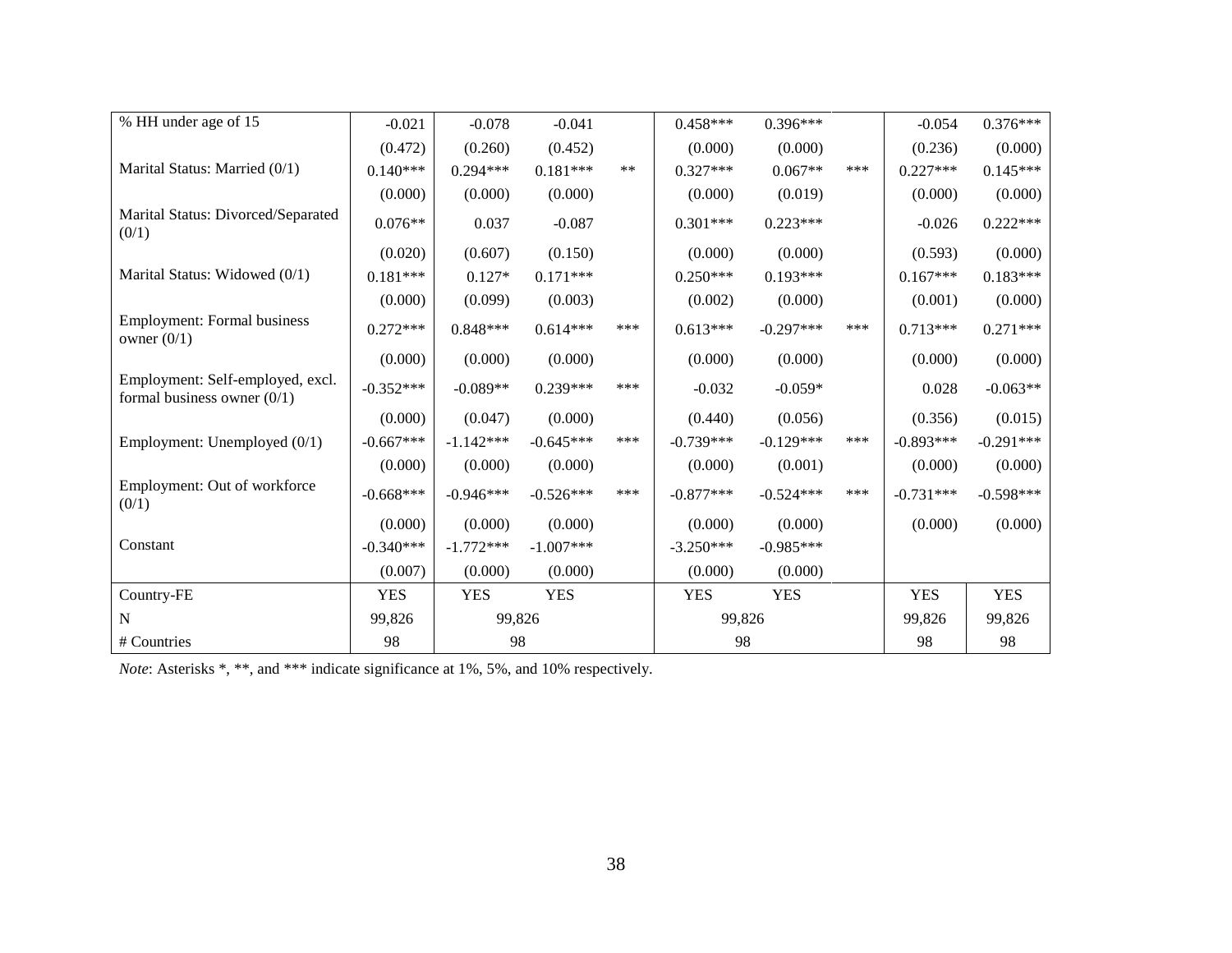| % HH under age of 15 | -0.021 | -0.078 | -0.041 | | 0.458*** | 0.396*** | | -0.054 | 0.376*** |
|---|---|---|---|---|---|---|---|---|---|
| | (0.472) | (0.260) | (0.452) | | (0.000) | (0.000) | | (0.236) | (0.000) |
| Marital Status: Married (0/1) | 0.140*** | 0.294*** | 0.181*** | ** | 0.327*** | 0.067** | *** | 0.227*** | 0.145*** |
| | (0.000) | (0.000) | (0.000) | | (0.000) | (0.019) | | (0.000) | (0.000) |
| Marital Status: Divorced/Separated (0/1) | 0.076** | 0.037 | -0.087 | | 0.301*** | 0.223*** | | -0.026 | 0.222*** |
| | (0.020) | (0.607) | (0.150) | | (0.000) | (0.000) | | (0.593) | (0.000) |
| Marital Status: Widowed (0/1) | 0.181*** | 0.127* | 0.171*** | | 0.250*** | 0.193*** | | 0.167*** | 0.183*** |
| | (0.000) | (0.099) | (0.003) | | (0.002) | (0.000) | | (0.001) | (0.000) |
| Employment: Formal business owner (0/1) | 0.272*** | 0.848*** | 0.614*** | *** | 0.613*** | -0.297*** | *** | 0.713*** | 0.271*** |
| | (0.000) | (0.000) | (0.000) | | (0.000) | (0.000) | | (0.000) | (0.000) |
| Employment: Self-employed, excl. formal business owner (0/1) | -0.352*** | -0.089** | 0.239*** | *** | -0.032 | -0.059* | | 0.028 | -0.063** |
| | (0.000) | (0.047) | (0.000) | | (0.440) | (0.056) | | (0.356) | (0.015) |
| Employment: Unemployed (0/1) | -0.667*** | -1.142*** | -0.645*** | *** | -0.739*** | -0.129*** | *** | -0.893*** | -0.291*** |
| | (0.000) | (0.000) | (0.000) | | (0.000) | (0.001) | | (0.000) | (0.000) |
| Employment: Out of workforce (0/1) | -0.668*** | -0.946*** | -0.526*** | *** | -0.877*** | -0.524*** | *** | -0.731*** | -0.598*** |
| | (0.000) | (0.000) | (0.000) | | (0.000) | (0.000) | | (0.000) | (0.000) |
| Constant | -0.340*** | -1.772*** | -1.007*** | | -3.250*** | -0.985*** | | | |
| | (0.007) | (0.000) | (0.000) | | (0.000) | (0.000) | | | |
| Country-FE | YES | YES | YES | | YES | YES | | YES | YES |
| N | 99,826 | 99,826 | | | 99,826 | | | 99,826 | 99,826 |
| # Countries | 98 | 98 | | | 98 | | | 98 | 98 |

*Note*: Asterisks *, **, and *** indicate significance at 1%, 5%, and 10% respectively.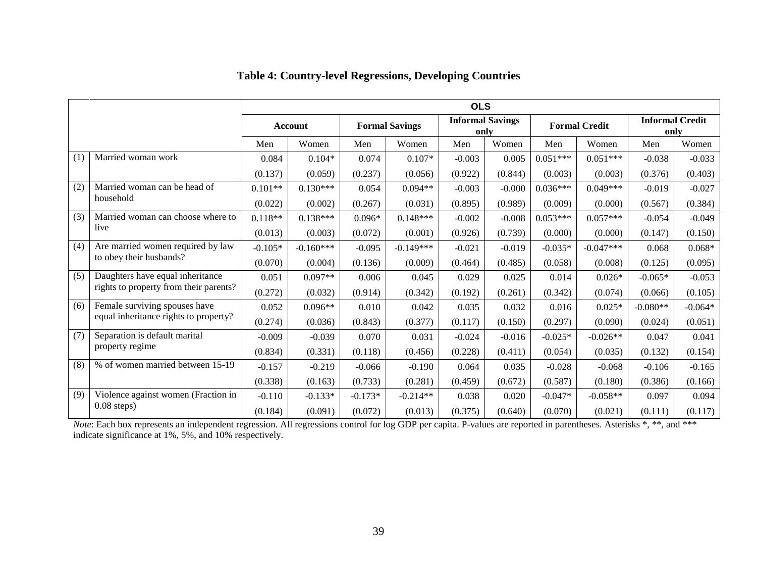## Table 4: Country-level Regressions, Developing Countries

| | | OLS | | | | | | | | | |
|---|---|---|---|---|---|---|---|---|---|---|---|
| | | **Account** | | **Formal Savings** | | **Informal Savings only** | | **Formal Credit** | | **Informal Credit only** | |
| | | Men | Women | Men | Women | Men | Women | Men | Women | Men | Women |
| (1) | Married woman work | 0.084 | 0.104* | 0.074 | 0.107* | -0.003 | 0.005 | 0.051*** | 0.051*** | -0.038 | -0.033 |
| | | (0.137) | (0.059) | (0.237) | (0.056) | (0.922) | (0.844) | (0.003) | (0.003) | (0.376) | (0.403) |
| (2) | Married woman can be head of household | 0.101** | 0.130*** | 0.054 | 0.094** | -0.003 | -0.000 | 0.036*** | 0.049*** | -0.019 | -0.027 |
| | | (0.022) | (0.002) | (0.267) | (0.031) | (0.895) | (0.989) | (0.009) | (0.000) | (0.567) | (0.384) |
| (3) | Married woman can choose where to live | 0.118** | 0.138*** | 0.096* | 0.148*** | -0.002 | -0.008 | 0.053*** | 0.057*** | -0.054 | -0.049 |
| | | (0.013) | (0.003) | (0.072) | (0.001) | (0.926) | (0.739) | (0.000) | (0.000) | (0.147) | (0.150) |
| (4) | Are married women required by law to obey their husbands? | -0.105* | -0.160*** | -0.095 | -0.149*** | -0.021 | -0.019 | -0.035* | -0.047*** | 0.068 | 0.068* |
| | | (0.070) | (0.004) | (0.136) | (0.009) | (0.464) | (0.485) | (0.058) | (0.008) | (0.125) | (0.095) |
| (5) | Daughters have equal inheritance rights to property from their parents? | 0.051 | 0.097** | 0.006 | 0.045 | 0.029 | 0.025 | 0.014 | 0.026* | -0.065* | -0.053 |
| | | (0.272) | (0.032) | (0.914) | (0.342) | (0.192) | (0.261) | (0.342) | (0.074) | (0.066) | (0.105) |
| (6) | Female surviving spouses have equal inheritance rights to property? | 0.052 | 0.096** | 0.010 | 0.042 | 0.035 | 0.032 | 0.016 | 0.025* | -0.080** | -0.064* |
| | | (0.274) | (0.036) | (0.843) | (0.377) | (0.117) | (0.150) | (0.297) | (0.090) | (0.024) | (0.051) |
| (7) | Separation is default marital property regime | -0.009 | -0.039 | 0.070 | 0.031 | -0.024 | -0.016 | -0.025* | -0.026** | 0.047 | 0.041 |
| | | (0.834) | (0.331) | (0.118) | (0.456) | (0.228) | (0.411) | (0.054) | (0.035) | (0.132) | (0.154) |
| (8) | % of women married between 15-19 | -0.157 | -0.219 | -0.066 | -0.190 | 0.064 | 0.035 | -0.028 | -0.068 | -0.106 | -0.165 |
| | | (0.338) | (0.163) | (0.733) | (0.281) | (0.459) | (0.672) | (0.587) | (0.180) | (0.386) | (0.166) |
| (9) | Violence against women (Fraction in 0.08 steps) | -0.110 | -0.133* | -0.173* | -0.214** | 0.038 | 0.020 | -0.047* | -0.058** | 0.097 | 0.094 |
| | | (0.184) | (0.091) | (0.072) | (0.013) | (0.375) | (0.640) | (0.070) | (0.021) | (0.111) | (0.117) |

*Note*: Each box represents an independent regression. All regressions control for log GDP per capita. P-values are reported in parentheses. Asterisks *, **, and *** indicate significance at 1%, 5%, and 10% respectively.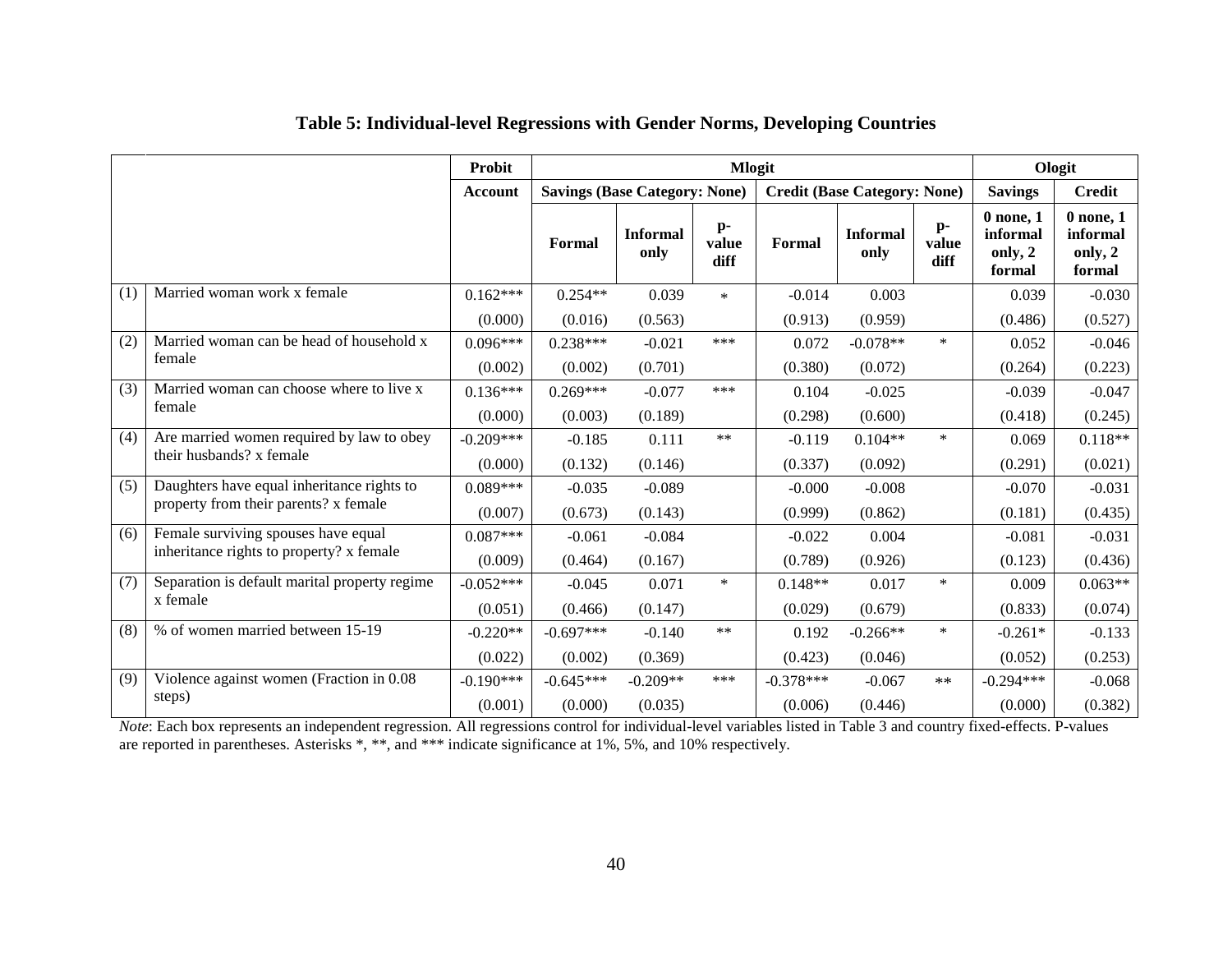**Table 5: Individual-level Regressions with Gender Norms, Developing Countries**

| | | Probit | Mlogit | | | | | | Ologit | |
|---|---|---|---|---|---|---|---|---|---|---|
| | | Account | Savings (Base Category: None) | | | Credit (Base Category: None) | | | Savings | Credit |
| | | | Formal | Informal only | p-value diff | Formal | Informal only | p-value diff | 0 none, 1 informal only, 2 formal | 0 none, 1 informal only, 2 formal |
| (1) | Married woman work x female | 0.162*** | 0.254** | 0.039 | * | -0.014 | 0.003 | | 0.039 | -0.030 |
| | | (0.000) | (0.016) | (0.563) | | (0.913) | (0.959) | | (0.486) | (0.527) |
| (2) | Married woman can be head of household x female | 0.096*** | 0.238*** | -0.021 | *** | 0.072 | -0.078** | * | 0.052 | -0.046 |
| | | (0.002) | (0.002) | (0.701) | | (0.380) | (0.072) | | (0.264) | (0.223) |
| (3) | Married woman can choose where to live x female | 0.136*** | 0.269*** | -0.077 | *** | 0.104 | -0.025 | | -0.039 | -0.047 |
| | | (0.000) | (0.003) | (0.189) | | (0.298) | (0.600) | | (0.418) | (0.245) |
| (4) | Are married women required by law to obey their husbands? x female | -0.209*** | -0.185 | 0.111 | ** | -0.119 | 0.104** | * | 0.069 | 0.118** |
| | | (0.000) | (0.132) | (0.146) | | (0.337) | (0.092) | | (0.291) | (0.021) |
| (5) | Daughters have equal inheritance rights to property from their parents? x female | 0.089*** | -0.035 | -0.089 | | -0.000 | -0.008 | | -0.070 | -0.031 |
| | | (0.007) | (0.673) | (0.143) | | (0.999) | (0.862) | | (0.181) | (0.435) |
| (6) | Female surviving spouses have equal inheritance rights to property? x female | 0.087*** | -0.061 | -0.084 | | -0.022 | 0.004 | | -0.081 | -0.031 |
| | | (0.009) | (0.464) | (0.167) | | (0.789) | (0.926) | | (0.123) | (0.436) |
| (7) | Separation is default marital property regime x female | -0.052*** | -0.045 | 0.071 | * | 0.148** | 0.017 | * | 0.009 | 0.063** |
| | | (0.051) | (0.466) | (0.147) | | (0.029) | (0.679) | | (0.833) | (0.074) |
| (8) | % of women married between 15-19 | -0.220** | -0.697*** | -0.140 | ** | 0.192 | -0.266** | * | -0.261* | -0.133 |
| | | (0.022) | (0.002) | (0.369) | | (0.423) | (0.046) | | (0.052) | (0.253) |
| (9) | Violence against women (Fraction in 0.08 steps) | -0.190*** | -0.645*** | -0.209** | *** | -0.378*** | -0.067 | ** | -0.294*** | -0.068 |
| | | (0.001) | (0.000) | (0.035) | | (0.006) | (0.446) | | (0.000) | (0.382) |

*Note*: Each box represents an independent regression. All regressions control for individual-level variables listed in Table 3 and country fixed-effects. P-values are reported in parentheses. Asterisks *, **, and *** indicate significance at 1%, 5%, and 10% respectively.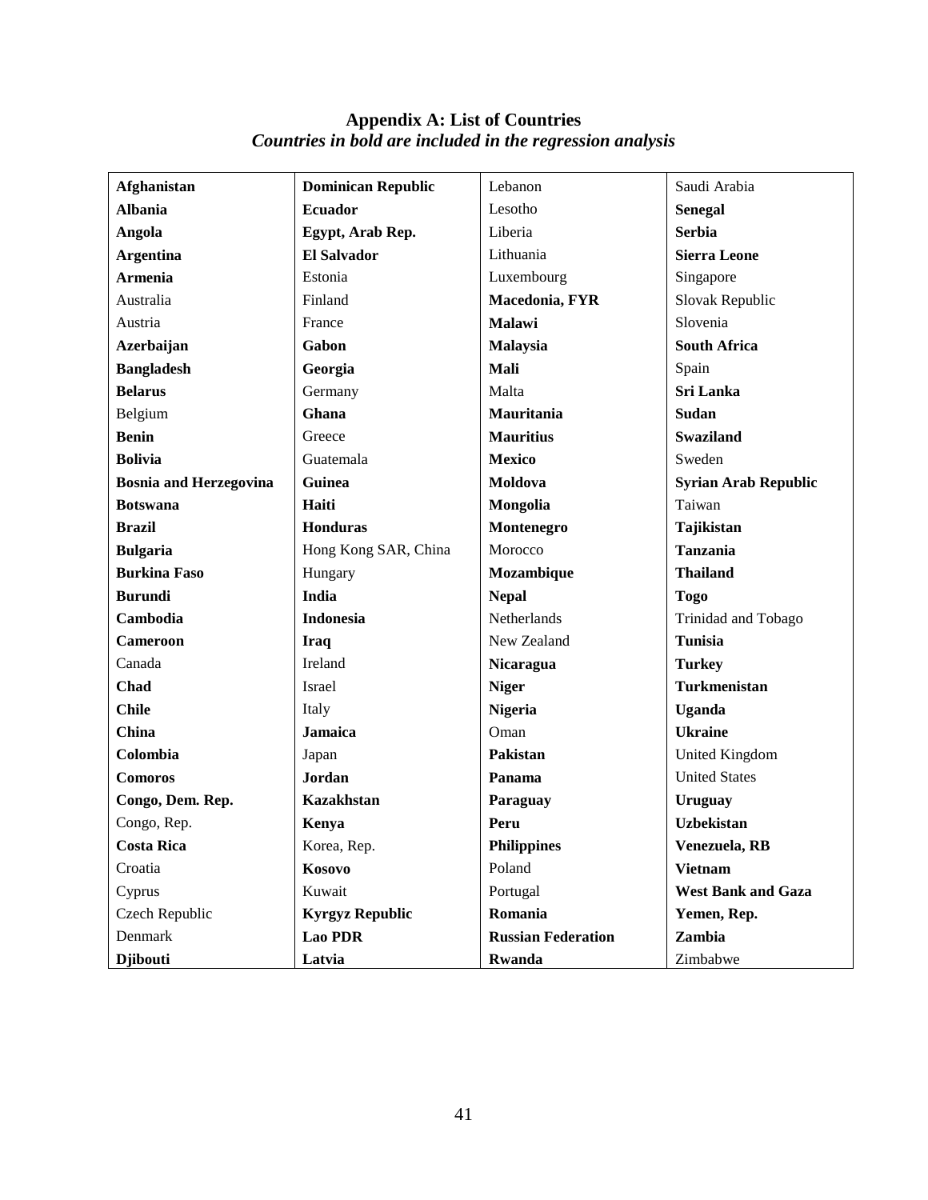## Appendix A: List of Countries

***Countries in bold are included in the regression analysis***

| | | | |
|---|---|---|---|
| **Afghanistan** | **Dominican Republic** | Lebanon | Saudi Arabia |
| **Albania** | **Ecuador** | Lesotho | **Senegal** |
| **Angola** | **Egypt, Arab Rep.** | Liberia | **Serbia** |
| **Argentina** | **El Salvador** | Lithuania | **Sierra Leone** |
| **Armenia** | Estonia | Luxembourg | Singapore |
| Australia | Finland | **Macedonia, FYR** | Slovak Republic |
| Austria | France | **Malawi** | Slovenia |
| **Azerbaijan** | **Gabon** | **Malaysia** | **South Africa** |
| **Bangladesh** | **Georgia** | **Mali** | Spain |
| **Belarus** | Germany | Malta | **Sri Lanka** |
| Belgium | **Ghana** | **Mauritania** | **Sudan** |
| **Benin** | Greece | **Mauritius** | **Swaziland** |
| **Bolivia** | Guatemala | **Mexico** | Sweden |
| **Bosnia and Herzegovina** | **Guinea** | **Moldova** | **Syrian Arab Republic** |
| **Botswana** | **Haiti** | **Mongolia** | Taiwan |
| **Brazil** | **Honduras** | **Montenegro** | **Tajikistan** |
| **Bulgaria** | Hong Kong SAR, China | Morocco | **Tanzania** |
| **Burkina Faso** | Hungary | **Mozambique** | **Thailand** |
| **Burundi** | **India** | **Nepal** | **Togo** |
| **Cambodia** | **Indonesia** | Netherlands | Trinidad and Tobago |
| **Cameroon** | **Iraq** | New Zealand | **Tunisia** |
| Canada | Ireland | **Nicaragua** | **Turkey** |
| **Chad** | Israel | **Niger** | **Turkmenistan** |
| **Chile** | Italy | **Nigeria** | **Uganda** |
| **China** | **Jamaica** | Oman | **Ukraine** |
| **Colombia** | Japan | **Pakistan** | United Kingdom |
| **Comoros** | **Jordan** | **Panama** | United States |
| **Congo, Dem. Rep.** | **Kazakhstan** | **Paraguay** | **Uruguay** |
| Congo, Rep. | **Kenya** | **Peru** | **Uzbekistan** |
| **Costa Rica** | Korea, Rep. | **Philippines** | **Venezuela, RB** |
| Croatia | **Kosovo** | Poland | **Vietnam** |
| Cyprus | Kuwait | Portugal | **West Bank and Gaza** |
| Czech Republic | **Kyrgyz Republic** | **Romania** | **Yemen, Rep.** |
| Denmark | **Lao PDR** | **Russian Federation** | **Zambia** |
| **Djibouti** | **Latvia** | **Rwanda** | Zimbabwe |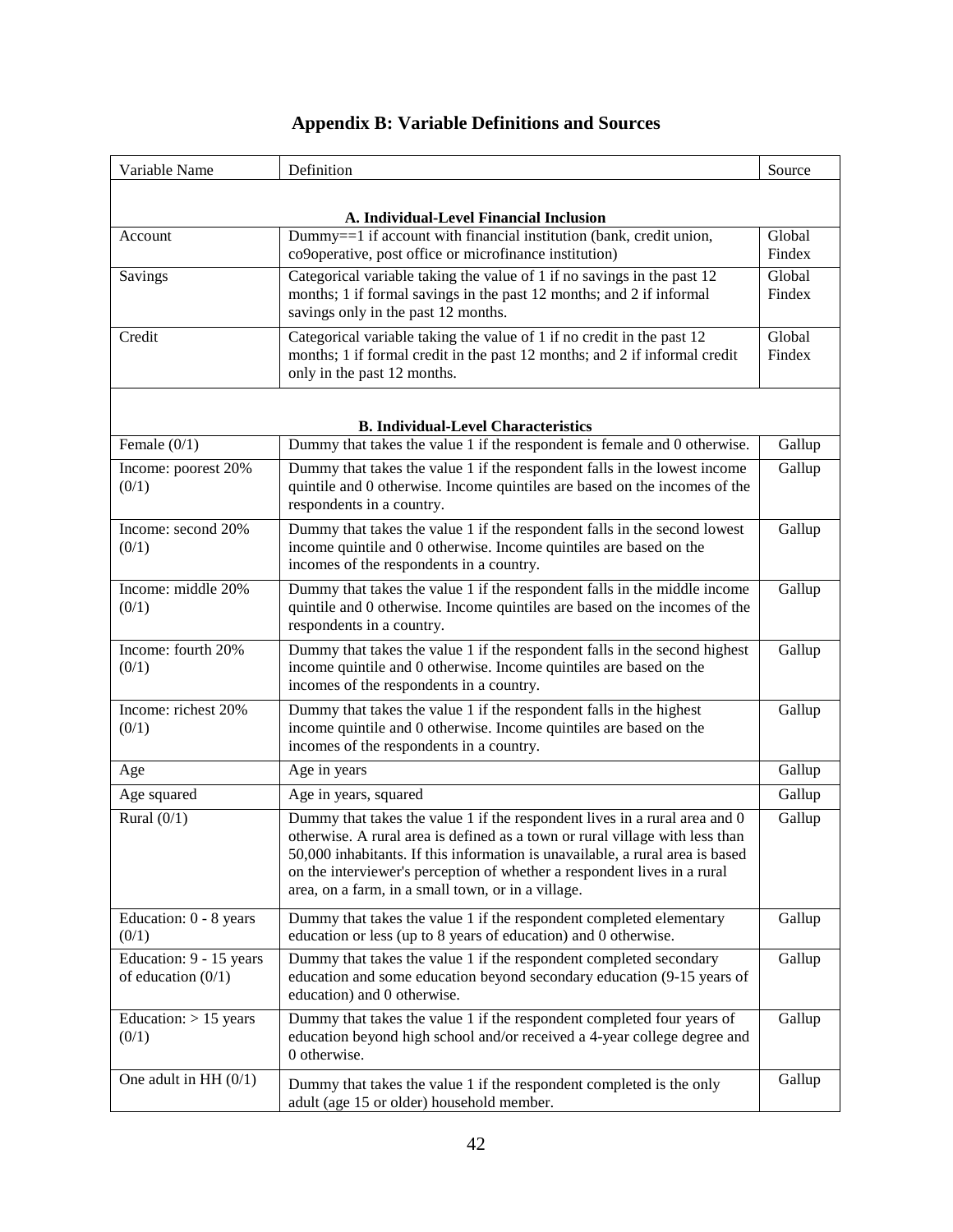# Appendix B: Variable Definitions and Sources

| Variable Name | Definition | Source |
|---|---|---|
| **A. Individual-Level Financial Inclusion** | | |
| Account | Dummy==1 if account with financial institution (bank, credit union, co9operative, post office or microfinance institution) | Global Findex |
| Savings | Categorical variable taking the value of 1 if no savings in the past 12 months; 1 if formal savings in the past 12 months; and 2 if informal savings only in the past 12 months. | Global Findex |
| Credit | Categorical variable taking the value of 1 if no credit in the past 12 months; 1 if formal credit in the past 12 months; and 2 if informal credit only in the past 12 months. | Global Findex |
| **B. Individual-Level Characteristics** | | |
| Female (0/1) | Dummy that takes the value 1 if the respondent is female and 0 otherwise. | Gallup |
| Income: poorest 20% (0/1) | Dummy that takes the value 1 if the respondent falls in the lowest income quintile and 0 otherwise. Income quintiles are based on the incomes of the respondents in a country. | Gallup |
| Income: second 20% (0/1) | Dummy that takes the value 1 if the respondent falls in the second lowest income quintile and 0 otherwise. Income quintiles are based on the incomes of the respondents in a country. | Gallup |
| Income: middle 20% (0/1) | Dummy that takes the value 1 if the respondent falls in the middle income quintile and 0 otherwise. Income quintiles are based on the incomes of the respondents in a country. | Gallup |
| Income: fourth 20% (0/1) | Dummy that takes the value 1 if the respondent falls in the second highest income quintile and 0 otherwise. Income quintiles are based on the incomes of the respondents in a country. | Gallup |
| Income: richest 20% (0/1) | Dummy that takes the value 1 if the respondent falls in the highest income quintile and 0 otherwise. Income quintiles are based on the incomes of the respondents in a country. | Gallup |
| Age | Age in years | Gallup |
| Age squared | Age in years, squared | Gallup |
| Rural (0/1) | Dummy that takes the value 1 if the respondent lives in a rural area and 0 otherwise. A rural area is defined as a town or rural village with less than 50,000 inhabitants. If this information is unavailable, a rural area is based on the interviewer's perception of whether a respondent lives in a rural area, on a farm, in a small town, or in a village. | Gallup |
| Education: 0 - 8 years (0/1) | Dummy that takes the value 1 if the respondent completed elementary education or less (up to 8 years of education) and 0 otherwise. | Gallup |
| Education: 9 - 15 years of education (0/1) | Dummy that takes the value 1 if the respondent completed secondary education and some education beyond secondary education (9-15 years of education) and 0 otherwise. | Gallup |
| Education: > 15 years (0/1) | Dummy that takes the value 1 if the respondent completed four years of education beyond high school and/or received a 4-year college degree and 0 otherwise. | Gallup |
| One adult in HH (0/1) | Dummy that takes the value 1 if the respondent completed is the only adult (age 15 or older) household member. | Gallup |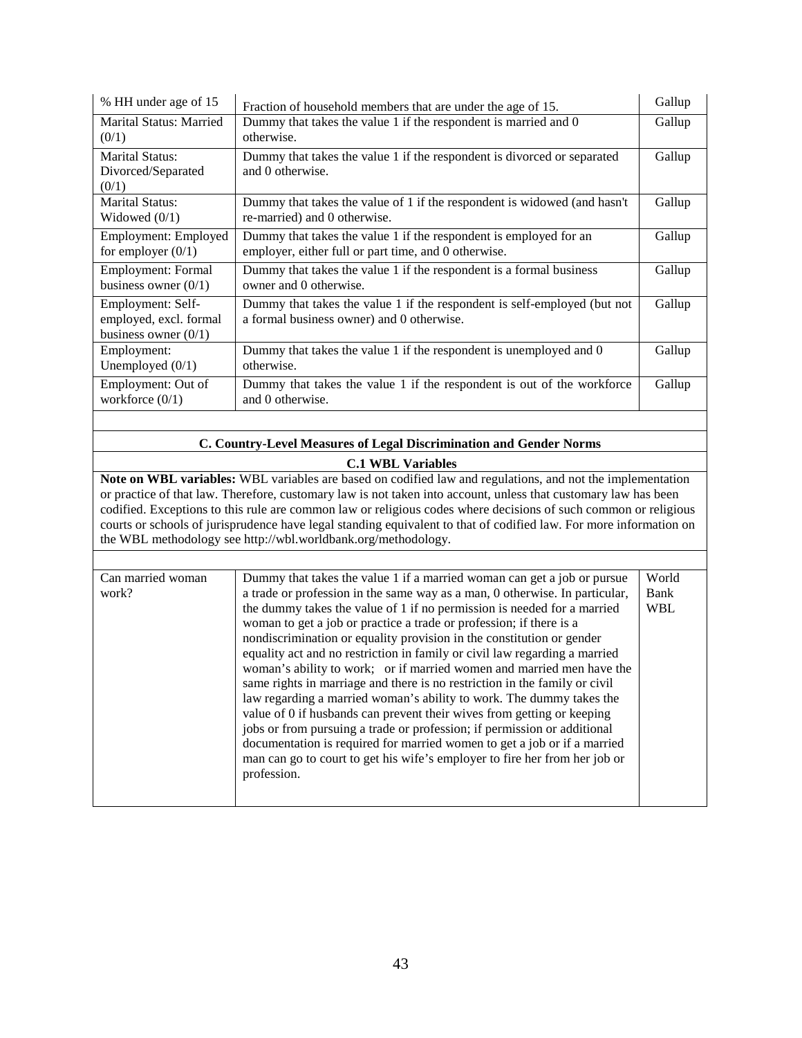| | | |
|---|---|---|
| % HH under age of 15 | Fraction of household members that are under the age of 15. | Gallup |
| Marital Status: Married (0/1) | Dummy that takes the value 1 if the respondent is married and 0 otherwise. | Gallup |
| Marital Status: Divorced/Separated (0/1) | Dummy that takes the value 1 if the respondent is divorced or separated and 0 otherwise. | Gallup |
| Marital Status: Widowed (0/1) | Dummy that takes the value of 1 if the respondent is widowed (and hasn't re-married) and 0 otherwise. | Gallup |
| Employment: Employed for employer (0/1) | Dummy that takes the value 1 if the respondent is employed for an employer, either full or part time, and 0 otherwise. | Gallup |
| Employment: Formal business owner (0/1) | Dummy that takes the value 1 if the respondent is a formal business owner and 0 otherwise. | Gallup |
| Employment: Self-employed, excl. formal business owner (0/1) | Dummy that takes the value 1 if the respondent is self-employed (but not a formal business owner) and 0 otherwise. | Gallup |
| Employment: Unemployed (0/1) | Dummy that takes the value 1 if the respondent is unemployed and 0 otherwise. | Gallup |
| Employment: Out of workforce (0/1) | Dummy that takes the value 1 if the respondent is out of the workforce and 0 otherwise. | Gallup |

**C. Country-Level Measures of Legal Discrimination and Gender Norms**

**C.1 WBL Variables**

**Note on WBL variables:** WBL variables are based on codified law and regulations, and not the implementation or practice of that law. Therefore, customary law is not taken into account, unless that customary law has been codified. Exceptions to this rule are common law or religious codes where decisions of such common or religious courts or schools of jurisprudence have legal standing equivalent to that of codified law. For more information on the WBL methodology see http://wbl.worldbank.org/methodology.

| | | |
|---|---|---|
| Can married woman work? | Dummy that takes the value 1 if a married woman can get a job or pursue a trade or profession in the same way as a man, 0 otherwise. In particular, the dummy takes the value of 1 if no permission is needed for a married woman to get a job or practice a trade or profession; if there is a nondiscrimination or equality provision in the constitution or gender equality act and no restriction in family or civil law regarding a married woman's ability to work; or if married women and married men have the same rights in marriage and there is no restriction in the family or civil law regarding a married woman's ability to work. The dummy takes the value of 0 if husbands can prevent their wives from getting or keeping jobs or from pursuing a trade or profession; if permission or additional documentation is required for married women to get a job or if a married man can go to court to get his wife's employer to fire her from her job or profession. | World Bank WBL |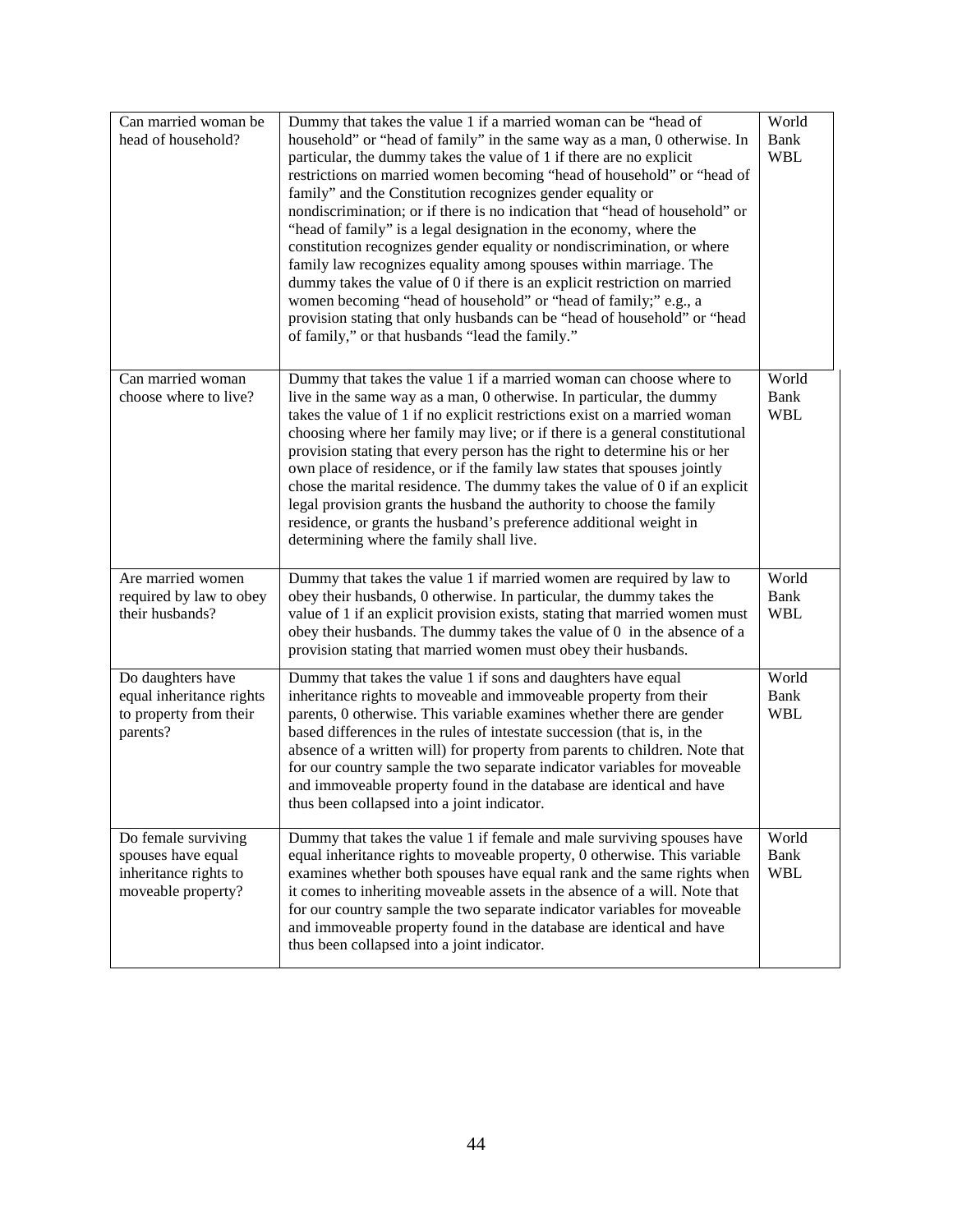| | | |
|---|---|---|
| Can married woman be head of household? | Dummy that takes the value 1 if a married woman can be "head of household" or "head of family" in the same way as a man, 0 otherwise. In particular, the dummy takes the value of 1 if there are no explicit restrictions on married women becoming "head of household" or "head of family" and the Constitution recognizes gender equality or nondiscrimination; or if there is no indication that "head of household" or "head of family" is a legal designation in the economy, where the constitution recognizes gender equality or nondiscrimination, or where family law recognizes equality among spouses within marriage. The dummy takes the value of 0 if there is an explicit restriction on married women becoming "head of household" or "head of family;" e.g., a provision stating that only husbands can be "head of household" or "head of family," or that husbands "lead the family." | World Bank WBL |
| Can married woman choose where to live? | Dummy that takes the value 1 if a married woman can choose where to live in the same way as a man, 0 otherwise. In particular, the dummy takes the value of 1 if no explicit restrictions exist on a married woman choosing where her family may live; or if there is a general constitutional provision stating that every person has the right to determine his or her own place of residence, or if the family law states that spouses jointly chose the marital residence. The dummy takes the value of 0 if an explicit legal provision grants the husband the authority to choose the family residence, or grants the husband's preference additional weight in determining where the family shall live. | World Bank WBL |
| Are married women required by law to obey their husbands? | Dummy that takes the value 1 if married women are required by law to obey their husbands, 0 otherwise. In particular, the dummy takes the value of 1 if an explicit provision exists, stating that married women must obey their husbands. The dummy takes the value of 0 in the absence of a provision stating that married women must obey their husbands. | World Bank WBL |
| Do daughters have equal inheritance rights to property from their parents? | Dummy that takes the value 1 if sons and daughters have equal inheritance rights to moveable and immoveable property from their parents, 0 otherwise. This variable examines whether there are gender based differences in the rules of intestate succession (that is, in the absence of a written will) for property from parents to children. Note that for our country sample the two separate indicator variables for moveable and immoveable property found in the database are identical and have thus been collapsed into a joint indicator. | World Bank WBL |
| Do female surviving spouses have equal inheritance rights to moveable property? | Dummy that takes the value 1 if female and male surviving spouses have equal inheritance rights to moveable property, 0 otherwise. This variable examines whether both spouses have equal rank and the same rights when it comes to inheriting moveable assets in the absence of a will. Note that for our country sample the two separate indicator variables for moveable and immoveable property found in the database are identical and have thus been collapsed into a joint indicator. | World Bank WBL |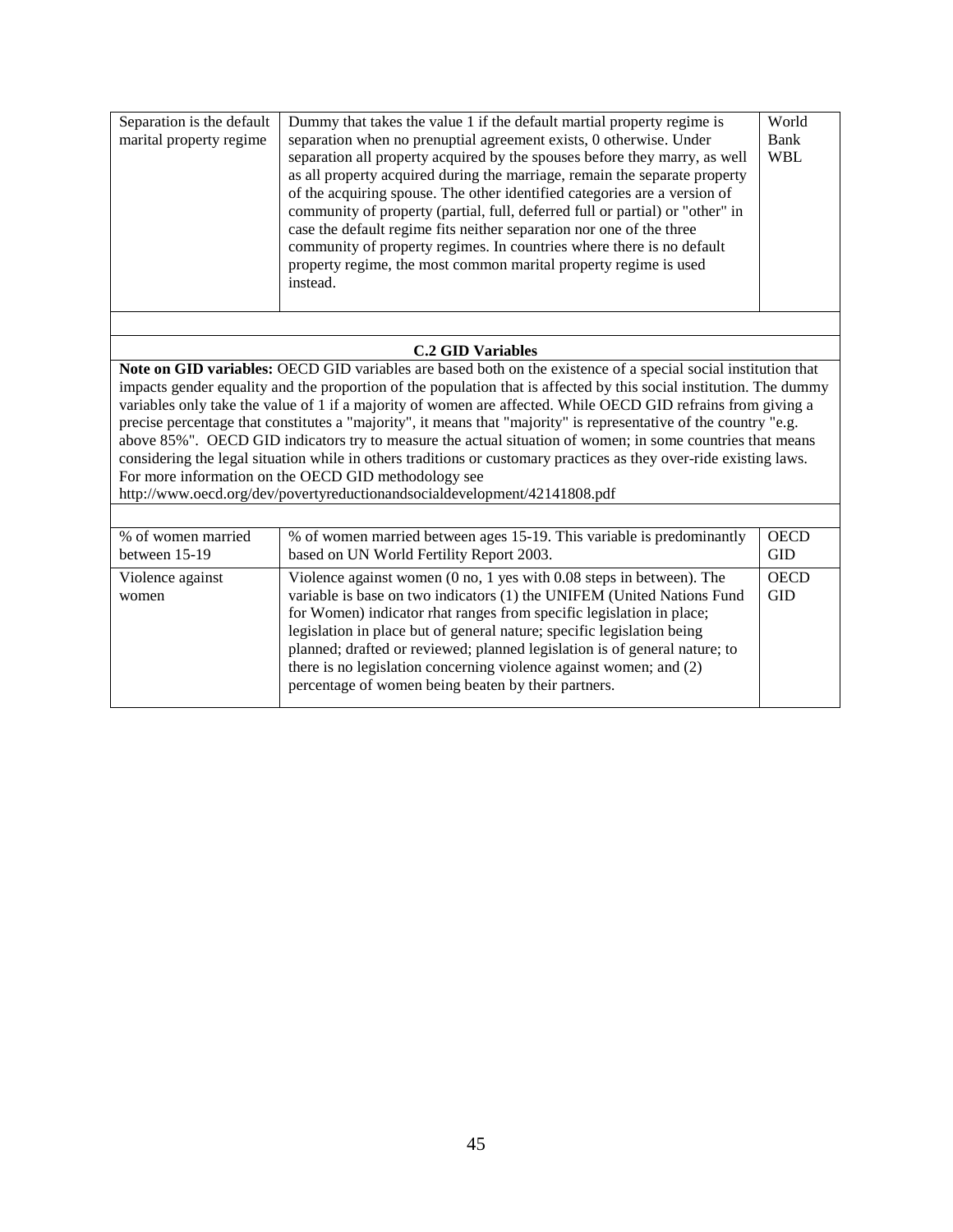| | | |
|---|---|---|
| Separation is the default marital property regime | Dummy that takes the value 1 if the default martial property regime is separation when no prenuptial agreement exists, 0 otherwise. Under separation all property acquired by the spouses before they marry, as well as all property acquired during the marriage, remain the separate property of the acquiring spouse. The other identified categories are a version of community of property (partial, full, deferred full or partial) or "other" in case the default regime fits neither separation nor one of the three community of property regimes. In countries where there is no default property regime, the most common marital property regime is used instead. | World Bank WBL |

**C.2 GID Variables**

**Note on GID variables:** OECD GID variables are based both on the existence of a special social institution that impacts gender equality and the proportion of the population that is affected by this social institution. The dummy variables only take the value of 1 if a majority of women are affected. While OECD GID refrains from giving a precise percentage that constitutes a "majority", it means that "majority" is representative of the country "e.g. above 85%". OECD GID indicators try to measure the actual situation of women; in some countries that means considering the legal situation while in others traditions or customary practices as they over-ride existing laws. For more information on the OECD GID methodology see http://www.oecd.org/dev/povertyreductionandsocialdevelopment/42141808.pdf

| | | |
|---|---|---|
| % of women married between 15-19 | % of women married between ages 15-19. This variable is predominantly based on UN World Fertility Report 2003. | OECD GID |
| Violence against women | Violence against women (0 no, 1 yes with 0.08 steps in between). The variable is base on two indicators (1) the UNIFEM (United Nations Fund for Women) indicator rhat ranges from specific legislation in place; legislation in place but of general nature; specific legislation being planned; drafted or reviewed; planned legislation is of general nature; to there is no legislation concerning violence against women; and (2) percentage of women being beaten by their partners. | OECD GID |